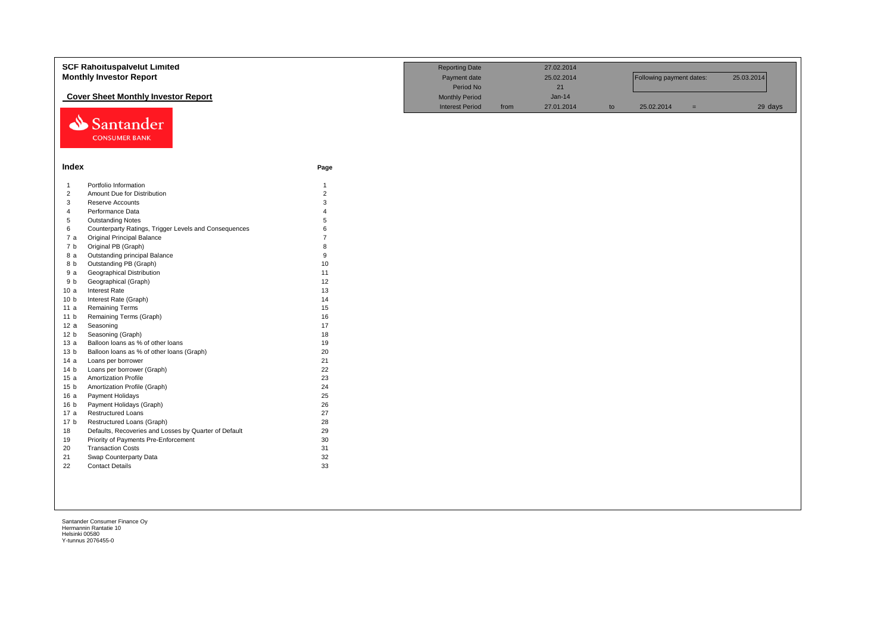**SCF Rahoituspalvelut Limited**
**Monthly Investor Report**

**Cover Sheet Monthly Investor Report**

| | | | | | | | |
|---|---|---|---|---|---|---|---|
| Reporting Date | | 27.02.2014 | | | | | |
| Payment date | | 25.02.2014 | | Following payment dates: | | 25.03.2014 | |
| Period No | | 21 | | | | | |
| Monthly Period | | Jan-14 | | | | | |
| Interest Period | from | 27.01.2014 | to | 25.02.2014 | = | | 29 days |

Santander
CONSUMER BANK

## Index

| | | Page |
|---|---|---|
| 1 | Portfolio Information | 1 |
| 2 | Amount Due for Distribution | 2 |
| 3 | Reserve Accounts | 3 |
| 4 | Performance Data | 4 |
| 5 | Outstanding Notes | 5 |
| 6 | Counterparty Ratings, Trigger Levels and Consequences | 6 |
| 7 a | Original Principal Balance | 7 |
| 7 b | Original PB (Graph) | 8 |
| 8 a | Outstanding principal Balance | 9 |
| 8 b | Outstanding PB (Graph) | 10 |
| 9 a | Geographical Distribution | 11 |
| 9 b | Geographical (Graph) | 12 |
| 10 a | Interest Rate | 13 |
| 10 b | Interest Rate (Graph) | 14 |
| 11 a | Remaining Terms | 15 |
| 11 b | Remaining Terms (Graph) | 16 |
| 12 a | Seasoning | 17 |
| 12 b | Seasoning (Graph) | 18 |
| 13 a | Balloon loans as % of other loans | 19 |
| 13 b | Balloon loans as % of other loans (Graph) | 20 |
| 14 a | Loans per borrower | 21 |
| 14 b | Loans per borrower (Graph) | 22 |
| 15 a | Amortization Profile | 23 |
| 15 b | Amortization Profile (Graph) | 24 |
| 16 a | Payment Holidays | 25 |
| 16 b | Payment Holidays (Graph) | 26 |
| 17 a | Restructured Loans | 27 |
| 17 b | Restructured Loans (Graph) | 28 |
| 18 | Defaults, Recoveries and Losses by Quarter of Default | 29 |
| 19 | Priority of Payments Pre-Enforcement | 30 |
| 20 | Transaction Costs | 31 |
| 21 | Swap Counterparty Data | 32 |
| 22 | Contact Details | 33 |

Santander Consumer Finance Oy
Hermannin Rantatie 10
Helsinki 00580
Y-tunnus 2076455-0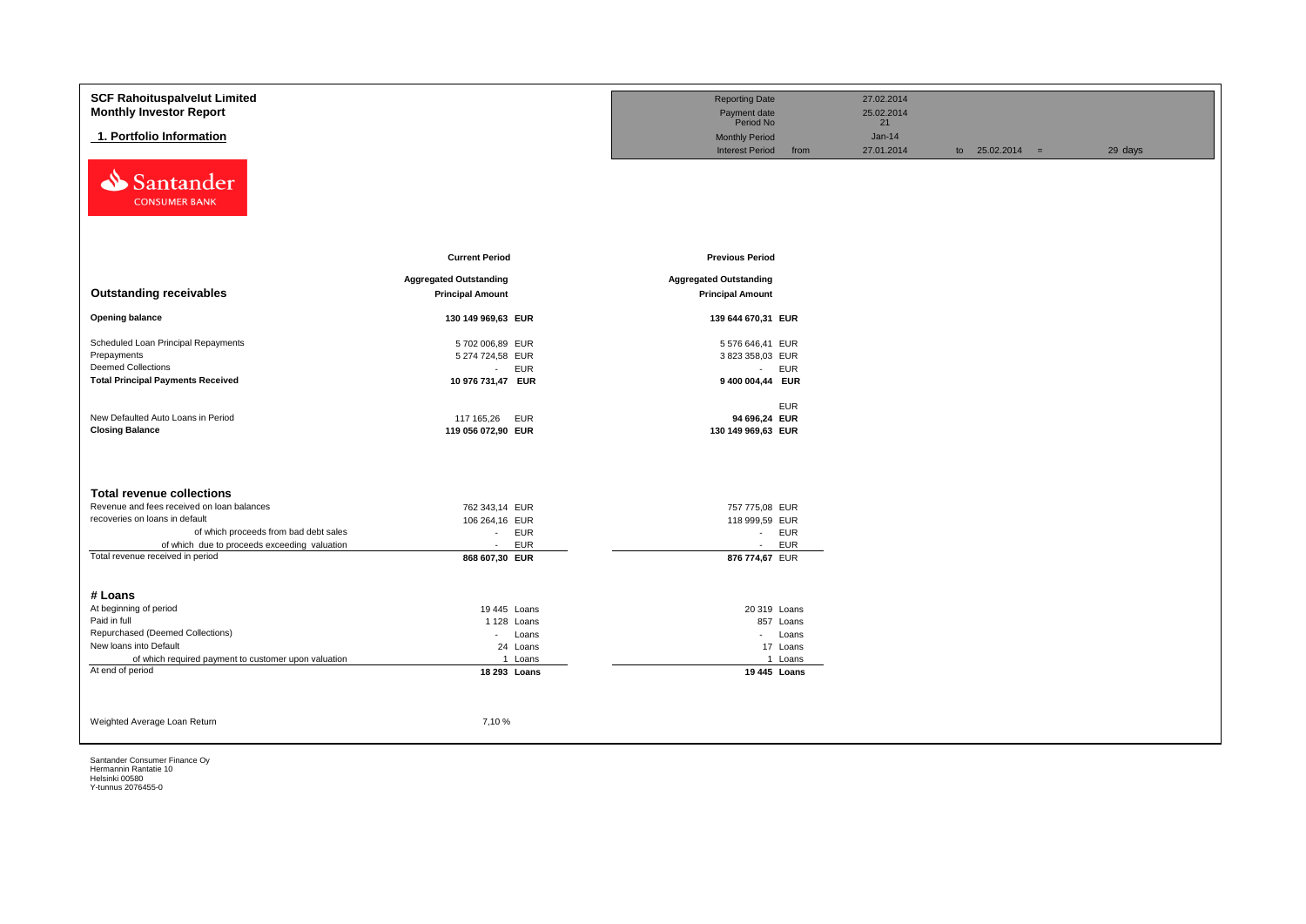**SCF Rahoituspalvelut Limited**
**Monthly Investor Report**

## 1. Portfolio Information

| | | | | |
|---|---|---|---|---|
| Reporting Date | | 27.02.2014 | | |
| Payment date | | 25.02.2014 | | |
| Period No | | 21 | | |
| Monthly Period | | Jan-14 | | |
| Interest Period | from | 27.01.2014 | to 25.02.2014 = | 29 days |

Santander CONSUMER BANK

| | Current Period | | Previous Period | |
|---|---|---|---|---|
| **Outstanding receivables** | **Aggregated Outstanding Principal Amount** | | **Aggregated Outstanding Principal Amount** | |
| **Opening balance** | **130 149 969,63** | **EUR** | **139 644 670,31** | **EUR** |
| Scheduled Loan Principal Repayments | 5 702 006,89 | EUR | 5 576 646,41 | EUR |
| Prepayments | 5 274 724,58 | EUR | 3 823 358,03 | EUR |
| Deemed Collections | - | EUR | - | EUR |
| **Total Principal Payments Received** | **10 976 731,47** | **EUR** | **9 400 004,44** | **EUR** |
| | | | | EUR |
| New Defaulted Auto Loans in Period | 117 165,26 | EUR | **94 696,24** | **EUR** |
| **Closing Balance** | **119 056 072,90** | **EUR** | **130 149 969,63** | **EUR** |

| **Total revenue collections** | | | | |
|---|---|---|---|---|
| Revenue and fees received on loan balances | 762 343,14 | EUR | 757 775,08 | EUR |
| recoveries on loans in default | 106 264,16 | EUR | 118 999,59 | EUR |
| of which proceeds from bad debt sales | - | EUR | - | EUR |
| of which due to proceeds exceeding valuation | - | EUR | - | EUR |
| Total revenue received in period | **868 607,30** | **EUR** | **876 774,67** | EUR |

| **# Loans** | | | | |
|---|---|---|---|---|
| At beginning of period | 19 445 | Loans | 20 319 | Loans |
| Paid in full | 1 128 | Loans | 857 | Loans |
| Repurchased (Deemed Collections) | - | Loans | - | Loans |
| New loans into Default | 24 | Loans | 17 | Loans |
| of which required payment to customer upon valuation | 1 | Loans | 1 | Loans |
| At end of period | **18 293** | **Loans** | **19 445** | **Loans** |

Weighted Average Loan Return: 7,10 %

Santander Consumer Finance Oy
Hermannin Rantatie 10
Helsinki 00580
Y-tunnus 2076455-0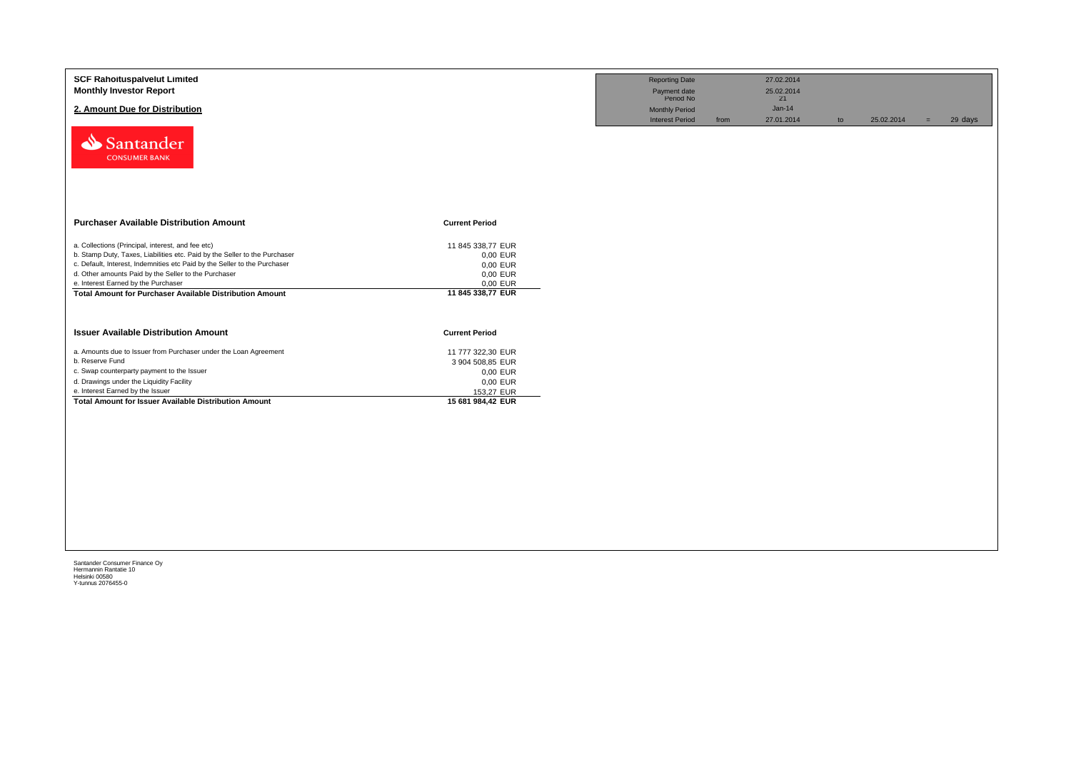**SCF Rahoituspalvelut Limited**
**Monthly Investor Report**

## 2. Amount Due for Distribution

| Reporting Date | | 27.02.2014 | | | | |
|---|---|---|---|---|---|---|
| Payment date | | 25.02.2014 | | | | |
| Period No | | 21 | | | | |
| Monthly Period | | Jan-14 | | | | |
| Interest Period | from | 27.01.2014 | to | 25.02.2014 | = | 29 days |

| Purchaser Available Distribution Amount | Current Period |
|---|---|
| a. Collections (Principal, interest, and fee etc) | 11 845 338,77 EUR |
| b. Stamp Duty, Taxes, Liabilities etc. Paid by the Seller to the Purchaser | 0,00 EUR |
| c. Default, Interest, Indemnities etc Paid by the Seller to the Purchaser | 0,00 EUR |
| d. Other amounts Paid by the Seller to the Purchaser | 0,00 EUR |
| e. Interest Earned by the Purchaser | 0,00 EUR |
| **Total Amount for Purchaser Available Distribution Amount** | **11 845 338,77 EUR** |

| Issuer Available Distribution Amount | Current Period |
|---|---|
| a. Amounts due to Issuer from Purchaser under the Loan Agreement | 11 777 322,30 EUR |
| b. Reserve Fund | 3 904 508,85 EUR |
| c. Swap counterparty payment to the Issuer | 0,00 EUR |
| d. Drawings under the Liquidity Facility | 0,00 EUR |
| e. Interest Earned by the Issuer | 153,27 EUR |
| **Total Amount for Issuer Available Distribution Amount** | **15 681 984,42 EUR** |

Santander Consumer Finance Oy
Hermannin Rantatie 10
Helsinki 00580
Y-tunnus 2076455-0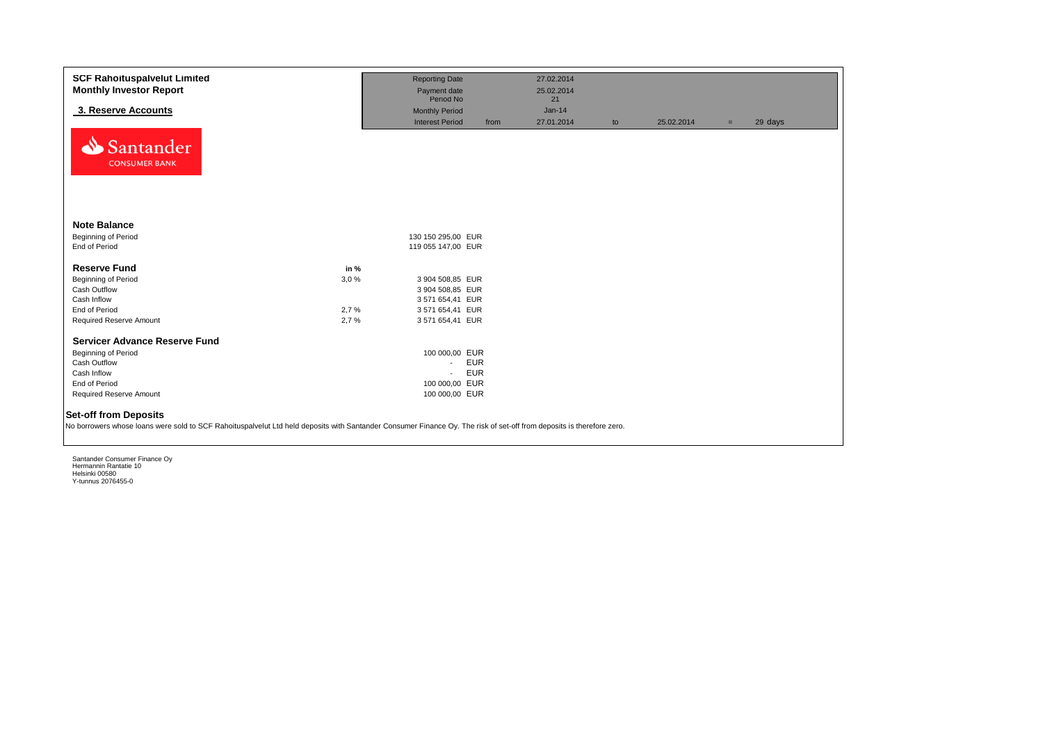**SCF Rahoituspalvelut Limited**
**Monthly Investor Report**

## 3. Reserve Accounts

| | | | | | | | |
|---|---|---|---|---|---|---|---|
| Reporting Date | | 27.02.2014 | | | | | |
| Payment date | | 25.02.2014 | | | | | |
| Period No | | 21 | | | | | |
| Monthly Period | | Jan-14 | | | | | |
| Interest Period | from | 27.01.2014 | to | 25.02.2014 | = | 29 days | |

### Note Balance

| | | |
|---|---|---|
| Beginning of Period | 130 150 295,00 | EUR |
| End of Period | 119 055 147,00 | EUR |

### Reserve Fund

| | in % | | |
|---|---|---|---|
| Beginning of Period | 3,0 % | 3 904 508,85 | EUR |
| Cash Outflow | | 3 904 508,85 | EUR |
| Cash Inflow | | 3 571 654,41 | EUR |
| End of Period | 2,7 % | 3 571 654,41 | EUR |
| Required Reserve Amount | 2,7 % | 3 571 654,41 | EUR |

### Servicer Advance Reserve Fund

| | | |
|---|---|---|
| Beginning of Period | 100 000,00 | EUR |
| Cash Outflow | - | EUR |
| Cash Inflow | - | EUR |
| End of Period | 100 000,00 | EUR |
| Required Reserve Amount | 100 000,00 | EUR |

### Set-off from Deposits

No borrowers whose loans were sold to SCF Rahoituspalvelut Ltd held deposits with Santander Consumer Finance Oy. The risk of set-off from deposits is therefore zero.

Santander Consumer Finance Oy
Hermannin Rantatie 10
Helsinki 00580
Y-tunnus 2076455-0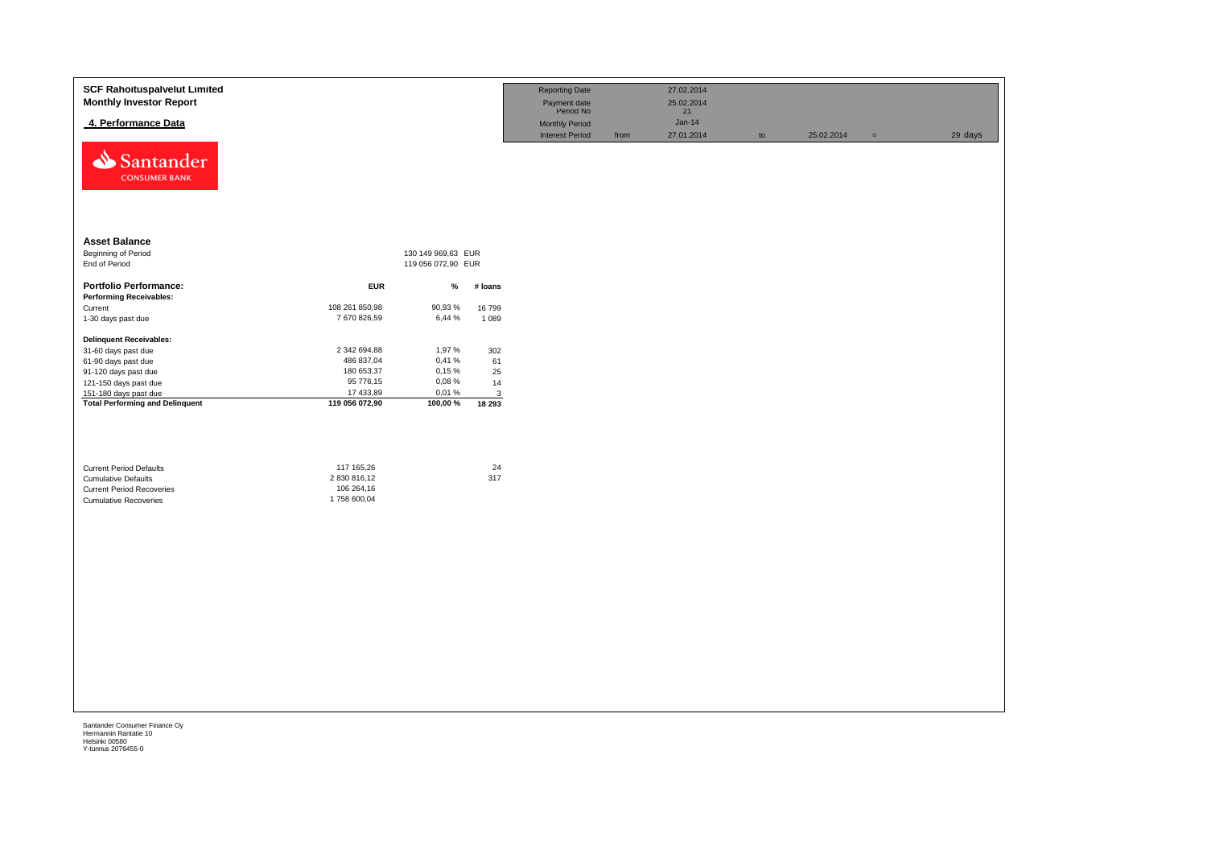**SCF Rahoituspalvelut Limited**
**Monthly Investor Report**

## 4. Performance Data

| | | | | | | |
|---|---|---|---|---|---|---|
| Reporting Date | | 27.02.2014 | | | | |
| Payment date | | 25.02.2014 | | | | |
| Period No | | 21 | | | | |
| Monthly Period | | Jan-14 | | | | |
| Interest Period | from | 27.01.2014 | to | 25.02.2014 | = | 29 days |

### Asset Balance

| | | |
|---|---|---|
| Beginning of Period | 130 149 969,63 | EUR |
| End of Period | 119 056 072,90 | EUR |

| **Portfolio Performance:** | **EUR** | **%** | **# loans** |
|---|---|---|---|
| **Performing Receivables:** | | | |
| Current | 108 261 850,98 | 90,93 % | 16 799 |
| 1-30 days past due | 7 670 826,59 | 6,44 % | 1 089 |
| **Delinquent Receivables:** | | | |
| 31-60 days past due | 2 342 694,88 | 1,97 % | 302 |
| 61-90 days past due | 486 837,04 | 0,41 % | 61 |
| 91-120 days past due | 180 653,37 | 0,15 % | 25 |
| 121-150 days past due | 95 776,15 | 0,08 % | 14 |
| 151-180 days past due | 17 433,89 | 0,01 % | 3 |
| **Total Performing and Delinquent** | **119 056 072,90** | **100,00 %** | **18 293** |

| | | |
|---|---|---|
| Current Period Defaults | 117 165,26 | 24 |
| Cumulative Defaults | 2 830 816,12 | 317 |
| Current Period Recoveries | 106 264,16 | |
| Cumulative Recoveries | 1 758 600,04 | |

Santander Consumer Finance Oy
Hermannin Rantatie 10
Helsinki 00580
Y-tunnus 2076455-0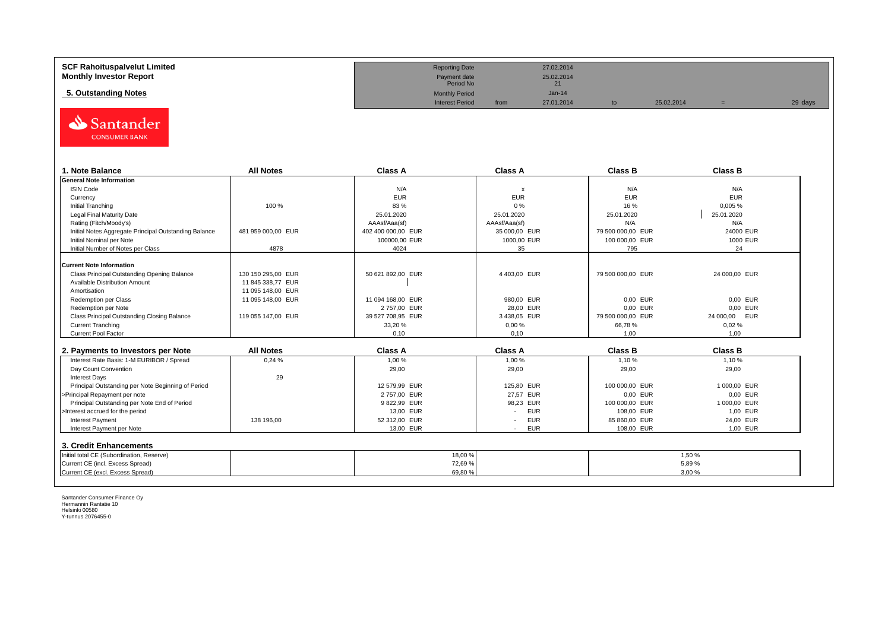**SCF Rahoituspalvelut Limited**
**Monthly Investor Report**

**5. Outstanding Notes**

| | | | | | | |
|---|---|---|---|---|---|---|
| Reporting Date | | 27.02.2014 | | | | |
| Payment date | | 25.02.2014 | | | | |
| Period No | | 21 | | | | |
| Monthly Period | | Jan-14 | | | | |
| Interest Period | from | 27.01.2014 | to | 25.02.2014 | = | 29 days |

Santander CONSUMER BANK

| 1. Note Balance | All Notes | Class A | Class A | Class B | Class B |
|---|---|---|---|---|---|
| **General Note Information** | | | | | |
| ISIN Code | | N/A | x | N/A | N/A |
| Currency | | EUR | EUR | EUR | EUR |
| Initial Tranching | 100 % | 83 % | 0 % | 16 % | 0,005 % |
| Legal Final Maturity Date | | 25.01.2020 | 25.01.2020 | 25.01.2020 | 25.01.2020 |
| Rating (Fitch/Moody's) | | AAAsf/Aaa(sf) | AAAsf/Aaa(sf) | N/A | N/A |
| Initial Notes Aggregate Principal Outstanding Balance | 481 959 000,00 EUR | 402 400 000,00 EUR | 35 000,00 EUR | 79 500 000,00 EUR | 24000 EUR |
| Initial Nominal per Note | | 100000,00 EUR | 1000,00 EUR | 100 000,00 EUR | 1000 EUR |
| Initial Number of Notes per Class | 4878 | 4024 | 35 | 795 | 24 |
| **Current Note Information** | | | | | |
| Class Principal Outstanding Opening Balance | 130 150 295,00 EUR | 50 621 892,00 EUR | 4 403,00 EUR | 79 500 000,00 EUR | 24 000,00 EUR |
| Available Distribution Amount | 11 845 338,77 EUR | | | | |
| Amortisation | 11 095 148,00 EUR | | | | |
| Redemption per Class | 11 095 148,00 EUR | 11 094 168,00 EUR | 980,00 EUR | 0,00 EUR | 0,00 EUR |
| Redemption per Note | | 2 757,00 EUR | 28,00 EUR | 0,00 EUR | 0,00 EUR |
| Class Principal Outstanding Closing Balance | 119 055 147,00 EUR | 39 527 708,95 EUR | 3 438,05 EUR | 79 500 000,00 EUR | 24 000,00 EUR |
| Current Tranching | | 33,20 % | 0,00 % | 66,78 % | 0,02 % |
| Current Pool Factor | | 0,10 | 0,10 | 1,00 | 1,00 |

| 2. Payments to Investors per Note | All Notes | Class A | Class A | Class B | Class B |
|---|---|---|---|---|---|
| Interest Rate Basis: 1-M EURIBOR / Spread | 0,24 % | 1,00 % | 1,00 % | 1,10 % | 1,10 % |
| Day Count Convention | | 29,00 | 29,00 | 29,00 | 29,00 |
| Interest Days | 29 | | | | |
| Principal Outstanding per Note Beginning of Period | | 12 579,99 EUR | 125,80 EUR | 100 000,00 EUR | 1 000,00 EUR |
| >Principal Repayment per note | | 2 757,00 EUR | 27,57 EUR | 0,00 EUR | 0,00 EUR |
| Principal Outstanding per Note End of Period | | 9 822,99 EUR | 98,23 EUR | 100 000,00 EUR | 1 000,00 EUR |
| >Interest accrued for the period | | 13,00 EUR | - EUR | 108,00 EUR | 1,00 EUR |
| Interest Payment | 138 196,00 | 52 312,00 EUR | - EUR | 85 860,00 EUR | 24,00 EUR |
| Interest Payment per Note | | 13,00 EUR | - EUR | 108,00 EUR | 1,00 EUR |

**3. Credit Enhancements**

| | | | |
|---|---|---|---|
| Initial total CE (Subordination, Reserve) | | 18,00 % | 1,50 % |
| Current CE (incl. Excess Spread) | | 72,69 % | 5,89 % |
| Current CE (excl. Excess Spread) | | 69,80 % | 3,00 % |

Santander Consumer Finance Oy
Hermannin Rantatie 10
Helsinki 00580
Y-tunnus 2076455-0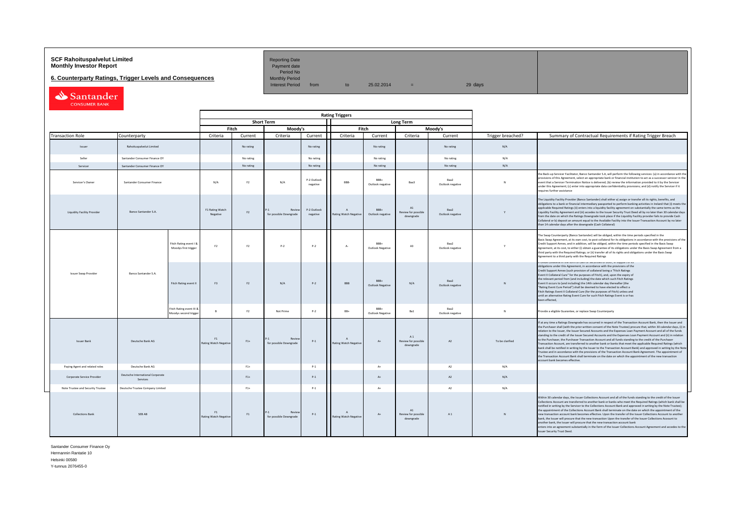**SCF Rahoituspalvelut Limited**
**Monthly Investor Report**

## 6. Counterparty Ratings, Trigger Levels and Consequences

| | | | | | |
|---|---|---|---|---|---|
| Reporting Date | | | | | |
| Payment date | | | | | |
| Period No | | | | | |
| Monthly Period | | | | | |
| Interest Period | from | to | 25.02.2014 | = | 29 days |

| Transaction Role | Counterparty | | Short Term Fitch Criteria | Short Term Fitch Current | Short Term Moody's Criteria | Short Term Moody's Current | Long Term Fitch Criteria | Long Term Fitch Current | Long Term Moody's Criteria | Long Term Moody's Current | Trigger breached? | Summary of Contractual Requirements if Rating Trigger Breach |
|---|---|---|---|---|---|---|---|---|---|---|---|---|
| Issuer | Rahoituspalvelut Limited | | | No rating | | No rating | | No rating | | No rating | N/A | |
| Seller | Santander Consumer Finance OY | | | No rating | | No rating | | No rating | | No rating | N/A | |
| Servicer | Santander Consumer Finance OY | | | No rating | | No rating | | No rating | | No rating | N/A | |
| Servicer's Owner | Santander Consumer Finance | | N/A | F2 | N/A | P-2 Outlook negative | BBB- | BBB+ Outlook negative | Baa3 | Baa2 Outlook negative | N | the Back-up Servicer Facilitator, Banco Santander S.A, will perform the following services: (a) in accordance with the provisions of this Agreement, select an appropriate bank or financial institution to act as a successor servicer in the event that a Servicer Termination Notice is delivered; (b) review the information provided to it by the Servicer under this Agreement; (c) enter into appropriate data confidentiality provisions; and (d) notify the Servicer if it requires further assistance |
| Liquidity Facility Provider | Banco Santander S.A. | | F1 Rating Watch Negative | F2 | P-1 Review for possible Downgrade | P-2 Outlook negative | A Rating Watch Negative | BBB+ Outlook negative | A1 Review for possible downgrade | Baa2 Outlook negative | Y | The Liquidity Facility Provider (Banco Santander) shall either a) assign or transfer all its rights, benefits, and obligations to a bank or financial intermediary passported to perform banking activities in Ireland that (i) meets the applicable Required Ratings (ii) enters into a liquidity facility agreement on substantially the same terms as the Liquidity Facility Agreement and (iii) accedes to the Issuer Security Trust Deed all by no later than 30 calendar days from the date on which the Ratings Downgrade took place if the Liquidity Facility provider fails to provide Cash Collateral or b) deposit an amount equal to the Available Facility into the Issuer Transaction Account by no later than 14 calendar days after the downgrade (Cash Collateral) |
| Issuer Swap Provider | Banco Santander S.A. | Fitch Rating event I & Moodys first trigger | F2 | F2 | P-2 | P-2 | A- | BBB+ Outlook Negative | A3 | Baa2 Outlook negative | Y | The Swap Counterparty (Banco Santander) will be obliged, within the time periods specified in the Basis Swap Agreement, at its own cost, to post collateral for its obligations in accordance with the provisions of the Credit Support Annex, and in addition, will be obliged, within the time periods specified in the Basis Swap Agreement, at its cost, to either (i) obtain a guarantee of its obligations under the Basis Swap Agreement from a third party with the Required Ratings; or (ii) transfer all of its rights and obligations under the Basis Swap Agreement to a third party with the Required Ratings |
| | | Fitch Rating event II | F3 | F2 | N/A | P-2 | BBB | BBB+ Outlook Negative | N/A | Baa2 Outlook negative | N | Provide collateral in the form of cash or securities or both, in support of its obligations under this Agreement, in accordance with the provisions of the Credit Support Annex (such provision of collateral being a "Fitch Ratings Event II Collateral Cure" for the purposes of Fitch), and, upon the expiry of the relevant period from (and including) the date which such Fitch Ratings Event II occurs to (and including) the 14th calendar day thereafter (the "Rating Event Cure Period") shall be deemed to have elected to effect a Fitch Ratings Event II Collateral Cure (for the purposes of Fitch) unless and until an alternative Rating Event Cure for such Fitch Ratings Event is or has been effected, |
| | | Fitch Rating event III & Moodys second trigger | B | F2 | Not Prime | P-2 | BB+ | BBB+ Outlook Negative | Ba1 | Baa2 Outlook negative | N | Provide a eligible Guarantee, or replace Swap Counterparty |
| Issuer Bank | Deutsche Bank AG | | F1 Rating Watch Negative | F1+ | P-1 Review for possible Downgrade | P-1 | A Rating Watch Negative | A+ | A 1 Review for possible downgrade | A2 | To be clarified | If at any time a Ratings Downgrade has occurred in respect of the Transaction Account Bank, then the Issuer and the Purchaser shall (with the prior written consent of the Note Trustee) procure that, within 30 calendar days, (i) in relation to the Issuer, the Issuer Secured Accounts and the Expenses Loan Payment Account and all of the funds standing to the credit of the Issuer Secured Accounts and the Expenses Loan Payment Account and (ii) in relation to the Purchaser, the Purchaser Transaction Account and all funds standing to the credit of the Purchaser Transaction Account, are transferred to another bank or banks that meet the applicable Required Ratings (which bank shall be notified in writing by the Issuer to the Transaction Account Bank) and approved in writing by the Note Trustee and in accordance with the provisions of the Transaction Account Bank Agreement. The appointment of the Transaction Account Bank shall terminate on the date on which the appointment of the new transaction account bank becomes effective. |
| Paying Agent and related roles | Deutsche Bank AG | | | F1+ | | P-1 | | A+ | | A2 | N/A | |
| Corporate Service Provider | Deutsche International Corporate Services | | | F1+ | | P-1 | | A+ | | A2 | N/A | |
| Note Trustee and Security Trustee | Deutsche Trustee Company Limited | | | F1+ | | P-1 | | A+ | | A2 | N/A | |
| Collections Bank | SEB AB | | F1 Rating Watch Negative | F1 | P-1 Review for possible Downgrade | P-1 | A Rating Watch Negative | A+ | A1 Review for possible downgrade | A 1 | N | Within 30 calendar days, the Issuer Collections Account and all of the funds standing to the credit of the Issuer Collections Account are transferred to another bank or banks who meet the Required Ratings (which bank shall be notified in writing by the Servicer to the Collections Account Bank and approved in writing by the Note Trustee); the appointment of the Collections Account Bank shall terminate on the date on which the appointment of the new transaction account bank becomes effective. Upon the transfer of the Issuer Collections Account to another bank, the Issuer will procure that the new transaction account bank enters into an agreement substantially in the form of the Issuer Collections Account Agreement and accedes to the Issuer Security Trust Deed. |

Santander Consumer Finance Oy
Hermannin Rantatie 10
Helsinki 00580
Y-tunnus 2076455-0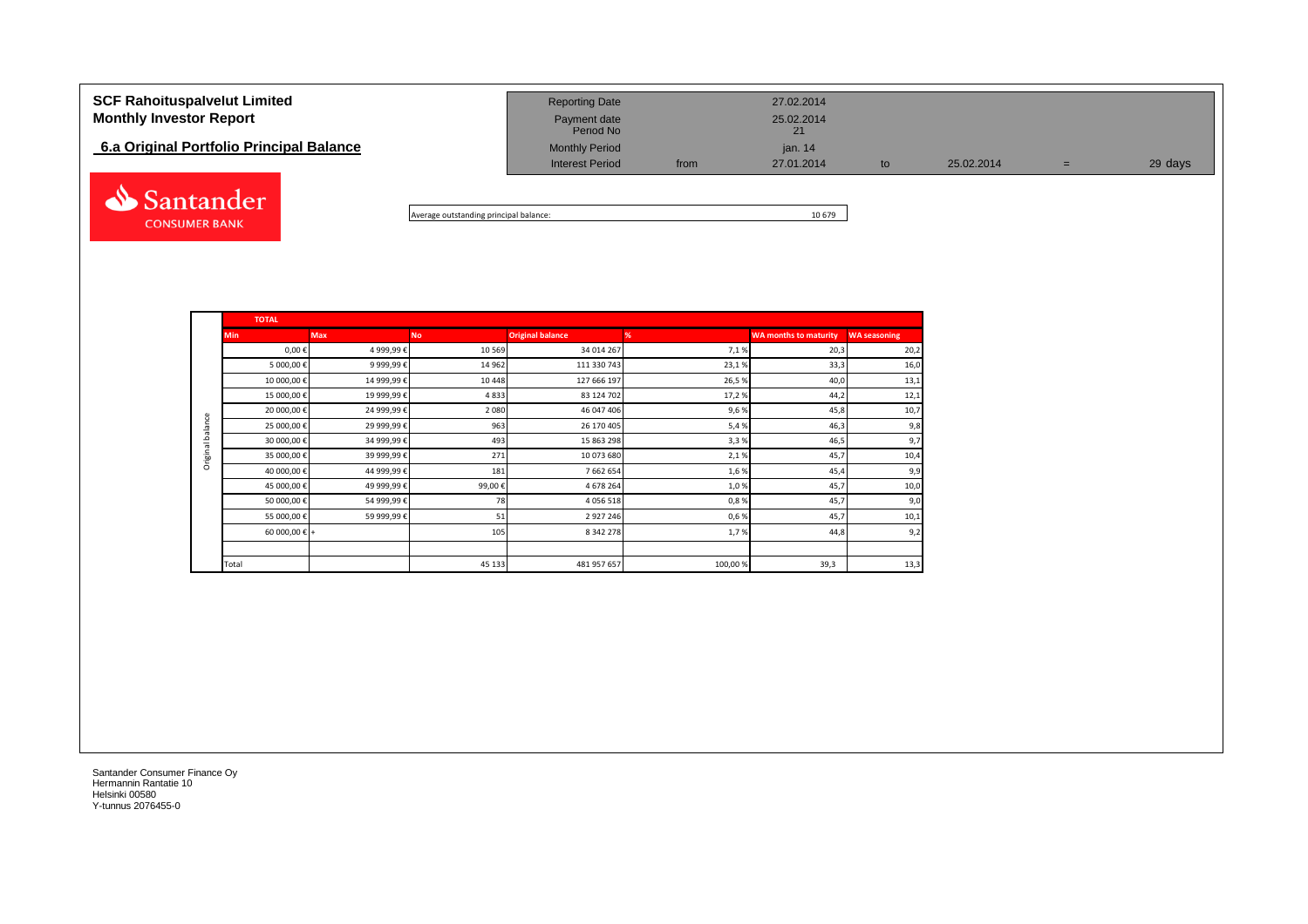# SCF Rahoituspalvelut Limited
# Monthly Investor Report

## 6.a Original Portfolio Principal Balance

| | | | | | |
|---|---|---|---|---|---|
| Reporting Date | | 27.02.2014 | | | |
| Payment date | | 25.02.2014 | | | |
| Period No | | 21 | | | |
| Monthly Period | | jan. 14 | | | |
| Interest Period | from | 27.01.2014 | to | 25.02.2014 | = 29 days |

Average outstanding principal balance: 10 679

**TOTAL**

| | Min | Max | No | Original balance | % | WA months to maturity | WA seasoning |
|---|---|---|---|---|---|---|---|
| Original balance | 0,00 € | 4 999,99 € | 10 569 | 34 014 267 | 7,1 % | 20,3 | 20,2 |
| | 5 000,00 € | 9 999,99 € | 14 962 | 111 330 743 | 23,1 % | 33,3 | 16,0 |
| | 10 000,00 € | 14 999,99 € | 10 448 | 127 666 197 | 26,5 % | 40,0 | 13,1 |
| | 15 000,00 € | 19 999,99 € | 4 833 | 83 124 702 | 17,2 % | 44,2 | 12,1 |
| | 20 000,00 € | 24 999,99 € | 2 080 | 46 047 406 | 9,6 % | 45,8 | 10,7 |
| | 25 000,00 € | 29 999,99 € | 963 | 26 170 405 | 5,4 % | 46,3 | 9,8 |
| | 30 000,00 € | 34 999,99 € | 493 | 15 863 298 | 3,3 % | 46,5 | 9,7 |
| | 35 000,00 € | 39 999,99 € | 271 | 10 073 680 | 2,1 % | 45,7 | 10,4 |
| | 40 000,00 € | 44 999,99 € | 181 | 7 662 654 | 1,6 % | 45,4 | 9,9 |
| | 45 000,00 € | 49 999,99 € | 99,00 € | 4 678 264 | 1,0 % | 45,7 | 10,0 |
| | 50 000,00 € | 54 999,99 € | 78 | 4 056 518 | 0,8 % | 45,7 | 9,0 |
| | 55 000,00 € | 59 999,99 € | 51 | 2 927 246 | 0,6 % | 45,7 | 10,1 |
| | 60 000,00 € + | | 105 | 8 342 278 | 1,7 % | 44,8 | 9,2 |
| | | | | | | | |
| | Total | | 45 133 | 481 957 657 | 100,00 % | 39,3 | 13,3 |

Santander Consumer Finance Oy
Hermannin Rantatie 10
Helsinki 00580
Y-tunnus 2076455-0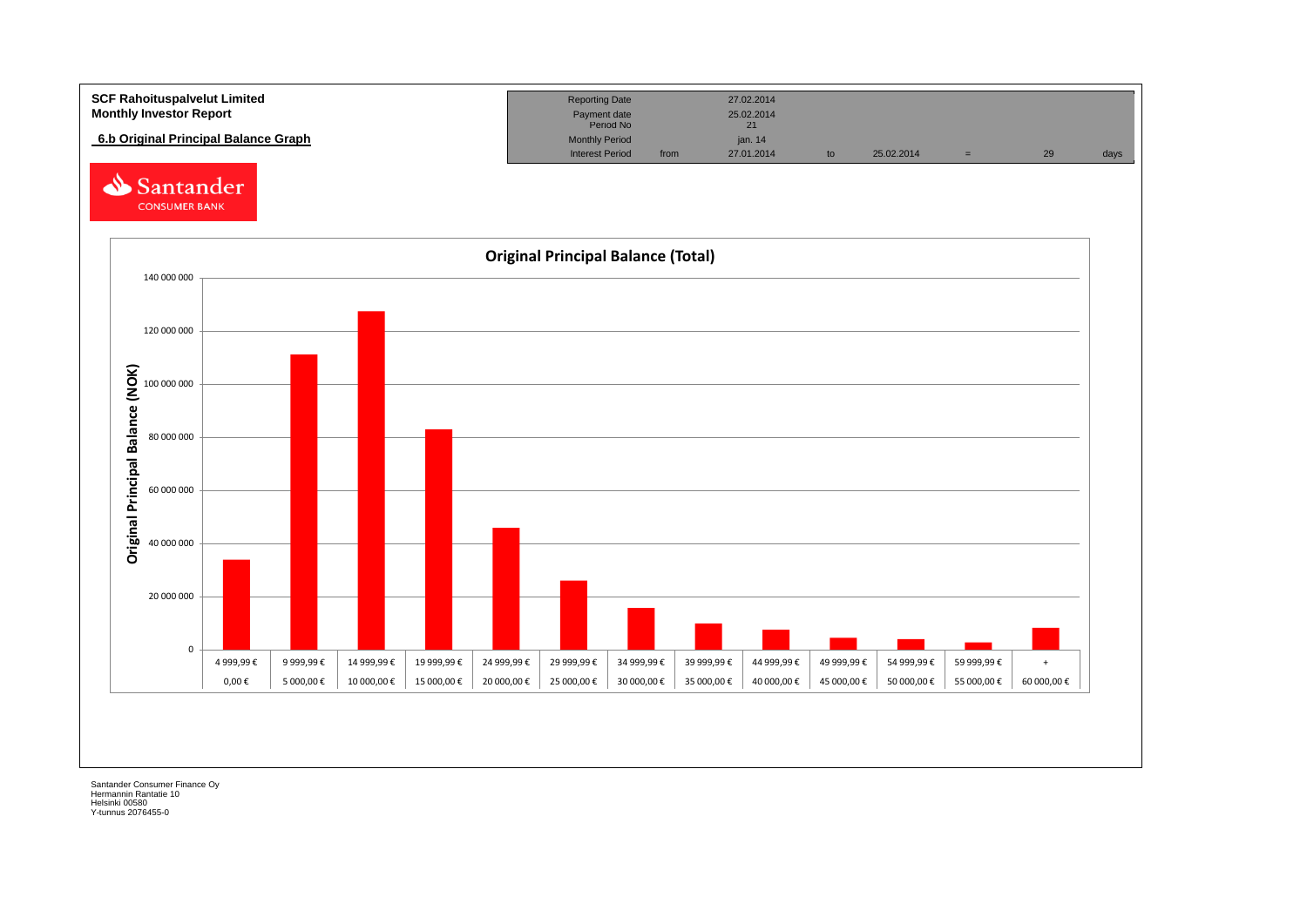**SCF Rahoituspalvelut Limited**
**Monthly Investor Report**

**6.b Original Principal Balance Graph**

| | | | | | | | |
|---|---|---|---|---|---|---|---|
| Reporting Date | | 27.02.2014 | | | | | |
| Payment date | | 25.02.2014 | | | | | |
| Period No | | 21 | | | | | |
| Monthly Period | | jan. 14 | | | | | |
| Interest Period | from | 27.01.2014 | to | 25.02.2014 | = | 29 | days |

Santander CONSUMER BANK

**Original Principal Balance (Total)**

Original Principal Balance (NOK)

| From | To |
|---|---|
| 0,00 € | 4 999,99 € |
| 5 000,00 € | 9 999,99 € |
| 10 000,00 € | 14 999,99 € |
| 15 000,00 € | 19 999,99 € |
| 20 000,00 € | 24 999,99 € |
| 25 000,00 € | 29 999,99 € |
| 30 000,00 € | 34 999,99 € |
| 35 000,00 € | 39 999,99 € |
| 40 000,00 € | 44 999,99 € |
| 45 000,00 € | 49 999,99 € |
| 50 000,00 € | 54 999,99 € |
| 55 000,00 € | 59 999,99 € |
| 60 000,00 € | + |

Santander Consumer Finance Oy
Hermannin Rantatie 10
Helsinki 00580
Y-tunnus 2076455-0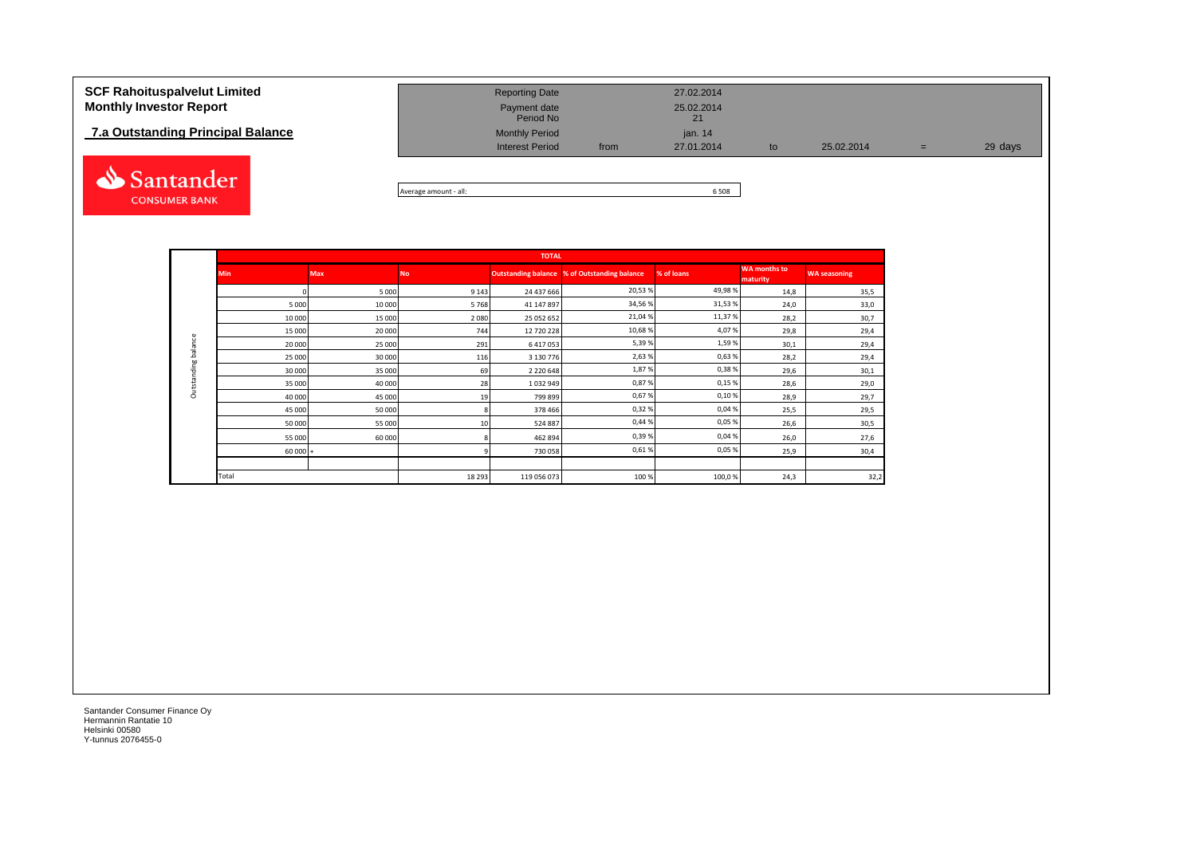**SCF Rahoituspalvelut Limited**
**Monthly Investor Report**

**7.a Outstanding Principal Balance**

| | | | | | | |
|---|---|---|---|---|---|---|
| Reporting Date | | 27.02.2014 | | | | |
| Payment date | | 25.02.2014 | | | | |
| Period No | | 21 | | | | |
| Monthly Period | | jan. 14 | | | | |
| Interest Period | from | 27.01.2014 | to | 25.02.2014 | = | 29 days |

Average amount - all: 6 508

| | TOTAL | | | | | | | |
|---|---|---|---|---|---|---|---|---|
| | Min | Max | No | Outstanding balance | % of Outstanding balance | % of loans | WA months to maturity | WA seasoning |
| Outstanding balance | 0 | 5 000 | 9 143 | 24 437 666 | 20,53 % | 49,98 % | 14,8 | 35,5 |
| | 5 000 | 10 000 | 5 768 | 41 147 897 | 34,56 % | 31,53 % | 24,0 | 33,0 |
| | 10 000 | 15 000 | 2 080 | 25 052 652 | 21,04 % | 11,37 % | 28,2 | 30,7 |
| | 15 000 | 20 000 | 744 | 12 720 228 | 10,68 % | 4,07 % | 29,8 | 29,4 |
| | 20 000 | 25 000 | 291 | 6 417 053 | 5,39 % | 1,59 % | 30,1 | 29,4 |
| | 25 000 | 30 000 | 116 | 3 130 776 | 2,63 % | 0,63 % | 28,2 | 29,4 |
| | 30 000 | 35 000 | 69 | 2 220 648 | 1,87 % | 0,38 % | 29,6 | 30,1 |
| | 35 000 | 40 000 | 28 | 1 032 949 | 0,87 % | 0,15 % | 28,6 | 29,0 |
| | 40 000 | 45 000 | 19 | 799 899 | 0,67 % | 0,10 % | 28,9 | 29,7 |
| | 45 000 | 50 000 | 8 | 378 466 | 0,32 % | 0,04 % | 25,5 | 29,5 |
| | 50 000 | 55 000 | 10 | 524 887 | 0,44 % | 0,05 % | 26,6 | 30,5 |
| | 55 000 | 60 000 | 8 | 462 894 | 0,39 % | 0,04 % | 26,0 | 27,6 |
| | 60 000 + | | 9 | 730 058 | 0,61 % | 0,05 % | 25,9 | 30,4 |
| | | | | | | | | |
| | Total | | 18 293 | 119 056 073 | 100 % | 100,0 % | 24,3 | 32,2 |

Santander Consumer Finance Oy
Hermannin Rantatie 10
Helsinki 00580
Y-tunnus 2076455-0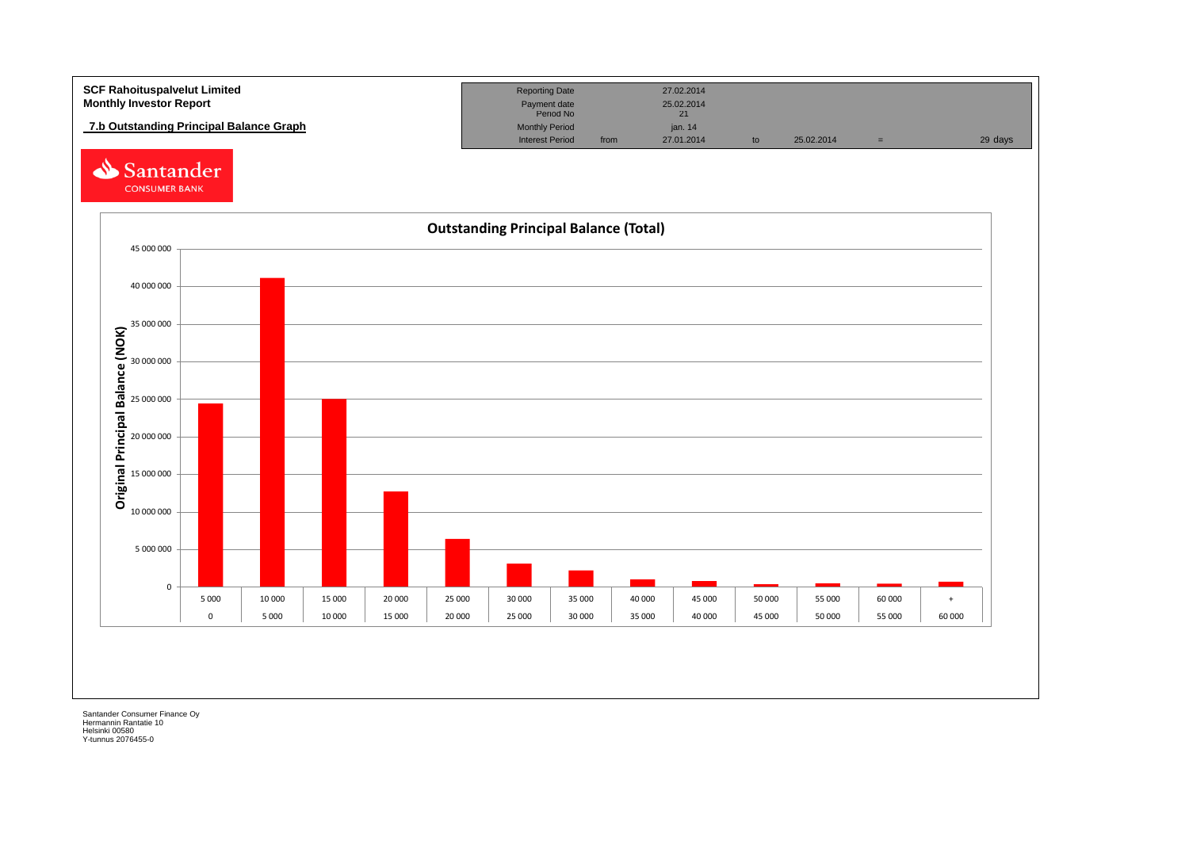**SCF Rahoituspalvelut Limited**
**Monthly Investor Report**

**7.b Outstanding Principal Balance Graph**

| Reporting Date | | 27.02.2014 | | | | |
|---|---|---|---|---|---|---|
| Payment date | | 25.02.2014 | | | | |
| Period No | | 21 | | | | |
| Monthly Period | | jan. 14 | | | | |
| Interest Period | from | 27.01.2014 | to | 25.02.2014 | = | 29 days |

Santander CONSUMER BANK

**Outstanding Principal Balance (Total)**

Original Principal Balance (NOK)

| From | To | Outstanding Principal Balance (approx., read from graph) |
|---|---|---|
| 0 | 5 000 | 24 400 000 |
| 5 000 | 10 000 | 41 100 000 |
| 10 000 | 15 000 | 25 000 000 |
| 15 000 | 20 000 | 12 700 000 |
| 20 000 | 25 000 | 6 400 000 |
| 25 000 | 30 000 | 3 100 000 |
| 30 000 | 35 000 | 2 200 000 |
| 35 000 | 40 000 | 1 000 000 |
| 40 000 | 45 000 | 800 000 |
| 45 000 | 50 000 | 400 000 |
| 50 000 | 55 000 | 500 000 |
| 55 000 | 60 000 | 400 000 |
| 60 000 | + | 700 000 |

Santander Consumer Finance Oy
Hermannin Rantatie 10
Helsinki 00580
Y-tunnus 2076455-0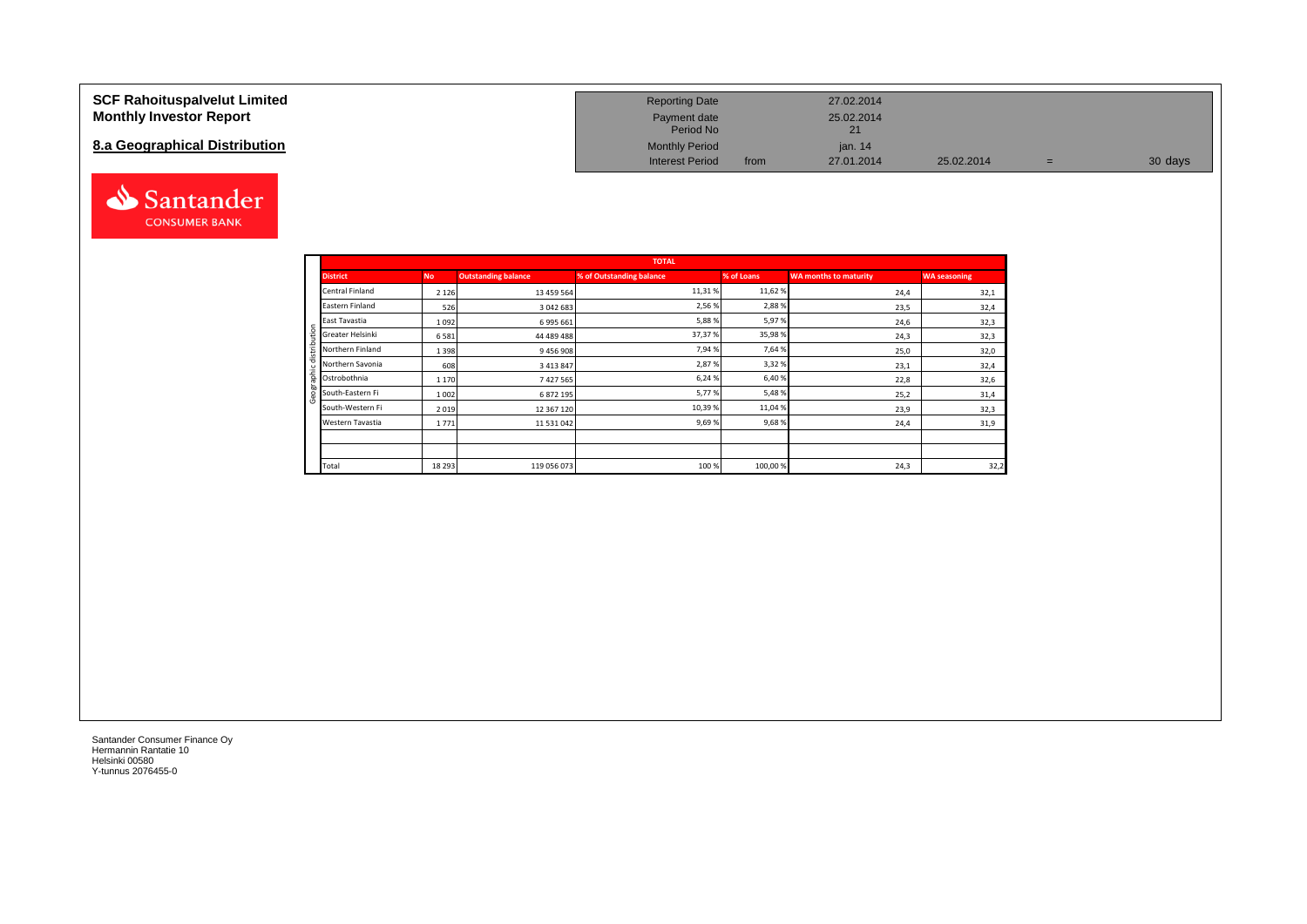# SCF Rahoituspalvelut Limited
## Monthly Investor Report

## 8.a Geographical Distribution

| | | | | |
|---|---|---|---|---|
| Reporting Date | | 27.02.2014 | | |
| Payment date | | 25.02.2014 | | |
| Period No | | 21 | | |
| Monthly Period | | jan. 14 | | |
| Interest Period | from | 27.01.2014 | 25.02.2014 | = 30 days |

| | TOTAL | | | | | | |
|---|---|---|---|---|---|---|---|
| | District | No | Outstanding balance | % of Outstanding balance | % of Loans | WA months to maturity | WA seasoning |
| Geographic distribution | Central Finland | 2 126 | 13 459 564 | 11,31 % | 11,62 % | 24,4 | 32,1 |
| | Eastern Finland | 526 | 3 042 683 | 2,56 % | 2,88 % | 23,5 | 32,4 |
| | East Tavastia | 1 092 | 6 995 661 | 5,88 % | 5,97 % | 24,6 | 32,3 |
| | Greater Helsinki | 6 581 | 44 489 488 | 37,37 % | 35,98 % | 24,3 | 32,3 |
| | Northern Finland | 1 398 | 9 456 908 | 7,94 % | 7,64 % | 25,0 | 32,0 |
| | Northern Savonia | 608 | 3 413 847 | 2,87 % | 3,32 % | 23,1 | 32,4 |
| | Ostrobothnia | 1 170 | 7 427 565 | 6,24 % | 6,40 % | 22,8 | 32,6 |
| | South-Eastern Fi | 1 002 | 6 872 195 | 5,77 % | 5,48 % | 25,2 | 31,4 |
| | South-Western Fi | 2 019 | 12 367 120 | 10,39 % | 11,04 % | 23,9 | 32,3 |
| | Western Tavastia | 1 771 | 11 531 042 | 9,69 % | 9,68 % | 24,4 | 31,9 |
| | | | | | | | |
| | | | | | | | |
| | Total | 18 293 | 119 056 073 | 100 % | 100,00 % | 24,3 | 32,2 |

Santander Consumer Finance Oy
Hermannin Rantatie 10
Helsinki 00580
Y-tunnus 2076455-0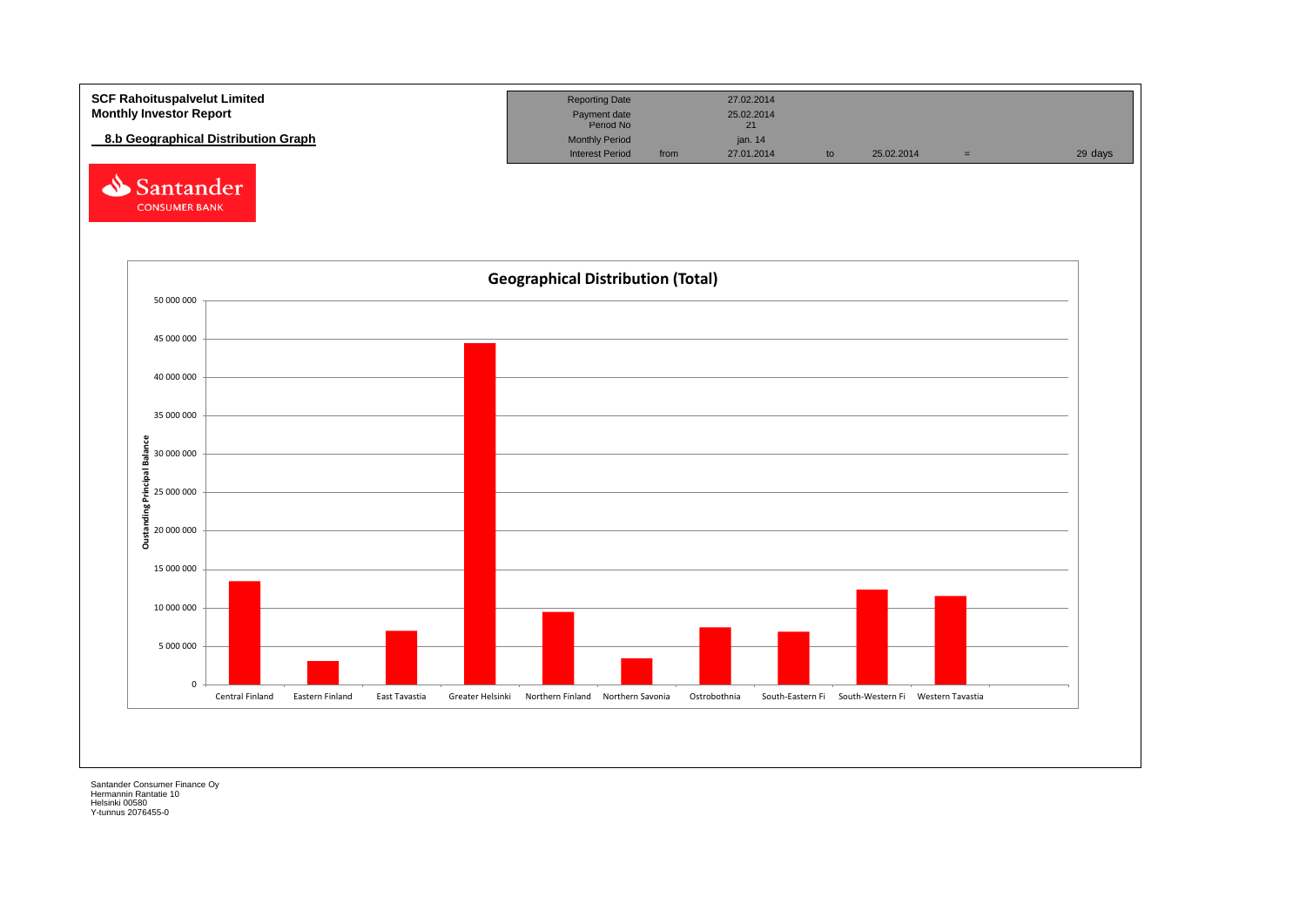**SCF Rahoituspalvelut Limited**
**Monthly Investor Report**

## 8.b Geographical Distribution Graph

| | | | | | | |
|---|---|---|---|---|---|---|
| Reporting Date | | 27.02.2014 | | | | |
| Payment date | | 25.02.2014 | | | | |
| Period No | | 21 | | | | |
| Monthly Period | | jan. 14 | | | | |
| Interest Period | from | 27.01.2014 | to | 25.02.2014 | = | 29 days |

Santander CONSUMER BANK

**Geographical Distribution (Total)**

Oustanding Principal Balance

| Region | Approx. Oustanding Principal Balance (read from graph) |
|---|---|
| Central Finland | ~13 500 000 |
| Eastern Finland | ~3 100 000 |
| East Tavastia | ~7 000 000 |
| Greater Helsinki | ~44 500 000 |
| Northern Finland | ~9 500 000 |
| Northern Savonia | ~3 500 000 |
| Ostrobothnia | ~7 500 000 |
| South-Eastern Fi | ~6 900 000 |
| South-Western Fi | ~12 400 000 |
| Western Tavastia | ~11 600 000 |

Santander Consumer Finance Oy
Hermannin Rantatie 10
Helsinki 00580
Y-tunnus 2076455-0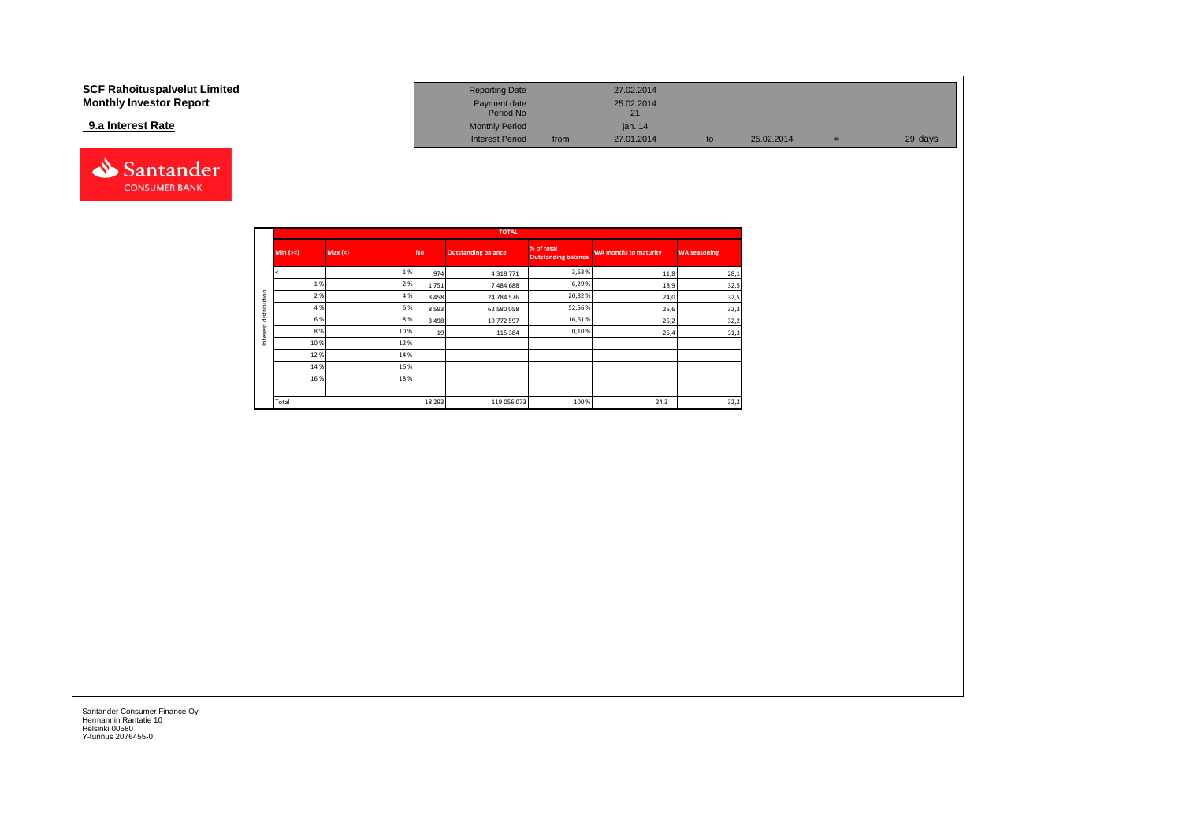**SCF Rahoituspalvelut Limited**
**Monthly Investor Report**

**9.a Interest Rate**

| | | | | | |
|---|---|---|---|---|---|
| Reporting Date | | 27.02.2014 | | | |
| Payment date | | 25.02.2014 | | | |
| Period No | | 21 | | | |
| Monthly Period | | jan. 14 | | | |
| Interest Period | from | 27.01.2014 | to | 25.02.2014 | = 29 days |

Santander CONSUMER BANK

| | TOTAL | | | | | | |
|---|---|---|---|---|---|---|---|
| | Min (>=) | Max (<) | No | Outstanding balance | % of total Outstanding balance | WA months to maturity | WA seasoning |
| Interest distribution | < | 1 % | 974 | 4 318 771 | 3,63 % | 11,8 | 28,1 |
| | 1 % | 2 % | 1 751 | 7 484 688 | 6,29 % | 18,9 | 32,5 |
| | 2 % | 4 % | 3 458 | 24 784 576 | 20,82 % | 24,0 | 32,5 |
| | 4 % | 6 % | 8 593 | 62 580 058 | 52,56 % | 25,6 | 32,3 |
| | 6 % | 8 % | 3 498 | 19 772 597 | 16,61 % | 25,2 | 32,2 |
| | 8 % | 10 % | 19 | 115 384 | 0,10 % | 25,4 | 31,3 |
| | 10 % | 12 % | | | | | |
| | 12 % | 14 % | | | | | |
| | 14 % | 16 % | | | | | |
| | 16 % | 18 % | | | | | |
| | | | | | | | |
| | Total | | 18 293 | 119 056 073 | 100 % | 24,3 | 32,2 |

Santander Consumer Finance Oy
Hermannin Rantatie 10
Helsinki 00580
Y-tunnus 2076455-0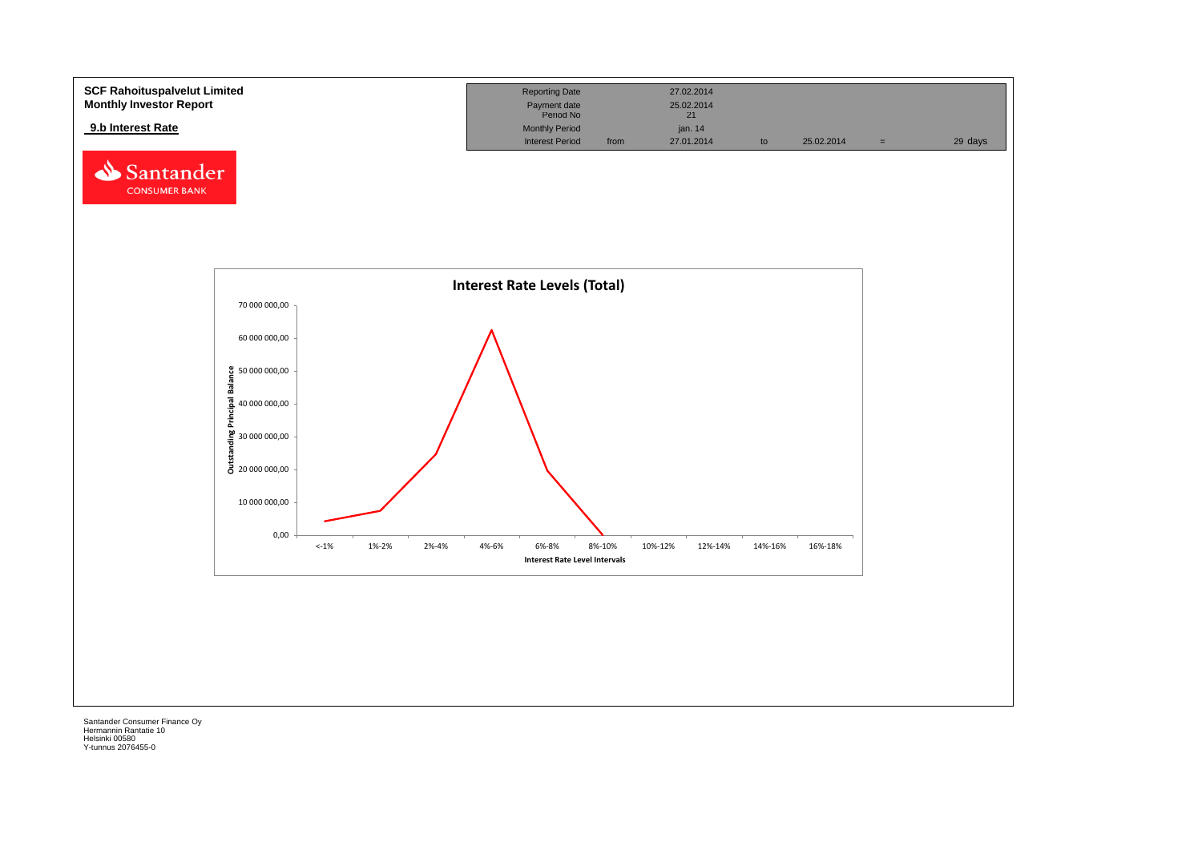**SCF Rahoituspalvelut Limited**
**Monthly Investor Report**

**9.b Interest Rate**

| Reporting Date | | 27.02.2014 | | | | |
|---|---|---|---|---|---|---|
| Payment date | | 25.02.2014 | | | | |
| Period No | | 21 | | | | |
| Monthly Period | | jan. 14 | | | | |
| Interest Period | from | 27.01.2014 | to | 25.02.2014 | = | 29 days |

**Interest Rate Levels (Total)**

Outstanding Principal Balance: 0,00; 10 000 000,00; 20 000 000,00; 30 000 000,00; 40 000 000,00; 50 000 000,00; 60 000 000,00; 70 000 000,00

Interest Rate Level Intervals: <-1%; 1%-2%; 2%-4%; 4%-6%; 6%-8%; 8%-10%; 10%-12%; 12%-14%; 14%-16%; 16%-18%

Santander Consumer Finance Oy
Hermannin Rantatie 10
Helsinki 00580
Y-tunnus 2076455-0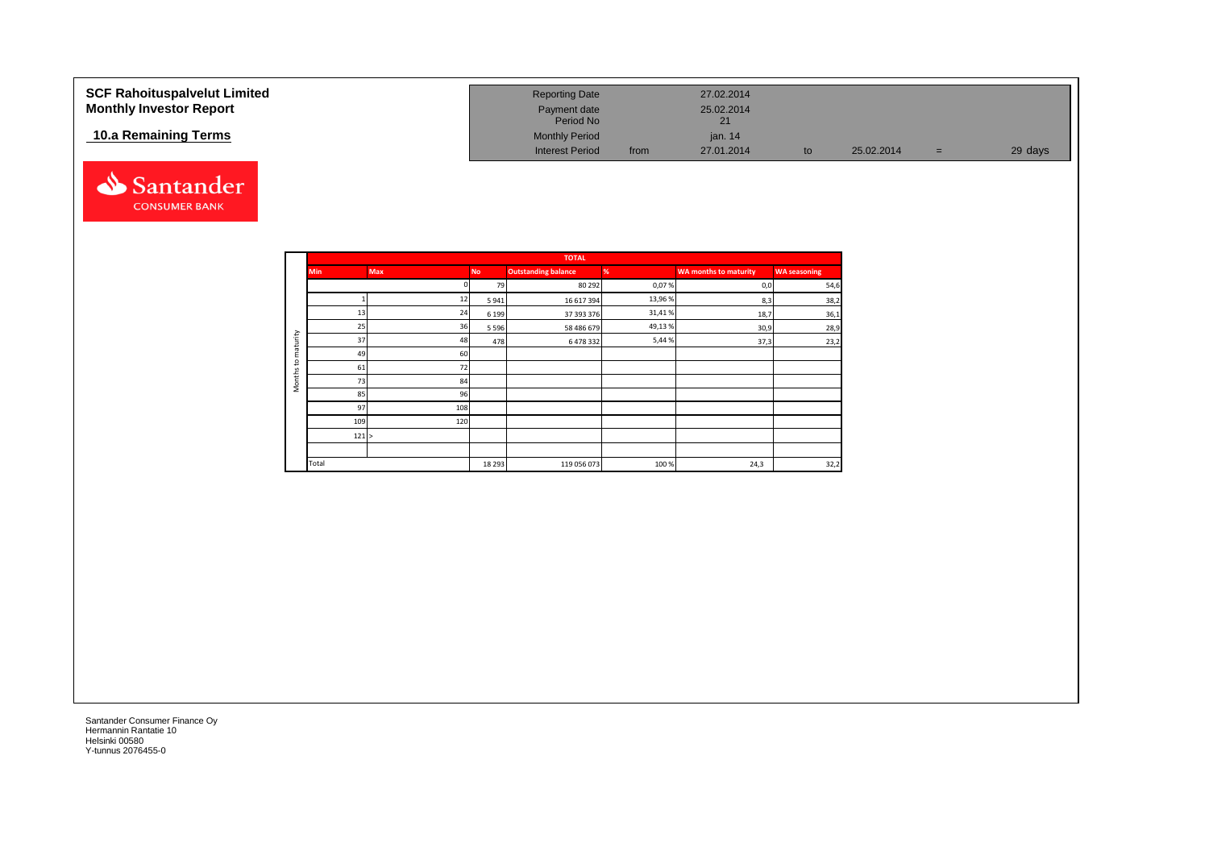# SCF Rahoituspalvelut Limited
# Monthly Investor Report

## 10.a Remaining Terms

| | | | | | | |
|---|---|---|---|---|---|---|
| Reporting Date | | 27.02.2014 | | | | |
| Payment date | | 25.02.2014 | | | | |
| Period No | | 21 | | | | |
| Monthly Period | | jan. 14 | | | | |
| Interest Period | from | 27.01.2014 | to | 25.02.2014 | = | 29 days |

| | TOTAL | | | | | | |
|---|---|---|---|---|---|---|---|
| | Min | Max | No | Outstanding balance | % | WA months to maturity | WA seasoning |
| Months to maturity | | 0 | 79 | 80 292 | 0,07 % | 0,0 | 54,6 |
| | 1 | 12 | 5 941 | 16 617 394 | 13,96 % | 8,3 | 38,2 |
| | 13 | 24 | 6 199 | 37 393 376 | 31,41 % | 18,7 | 36,1 |
| | 25 | 36 | 5 596 | 58 486 679 | 49,13 % | 30,9 | 28,9 |
| | 37 | 48 | 478 | 6 478 332 | 5,44 % | 37,3 | 23,2 |
| | 49 | 60 | | | | | |
| | 61 | 72 | | | | | |
| | 73 | 84 | | | | | |
| | 85 | 96 | | | | | |
| | 97 | 108 | | | | | |
| | 109 | 120 | | | | | |
| | 121 | > | | | | | |
| | | | | | | | |
| | Total | | 18 293 | 119 056 073 | 100 % | 24,3 | 32,2 |

Santander Consumer Finance Oy
Hermannin Rantatie 10
Helsinki 00580
Y-tunnus 2076455-0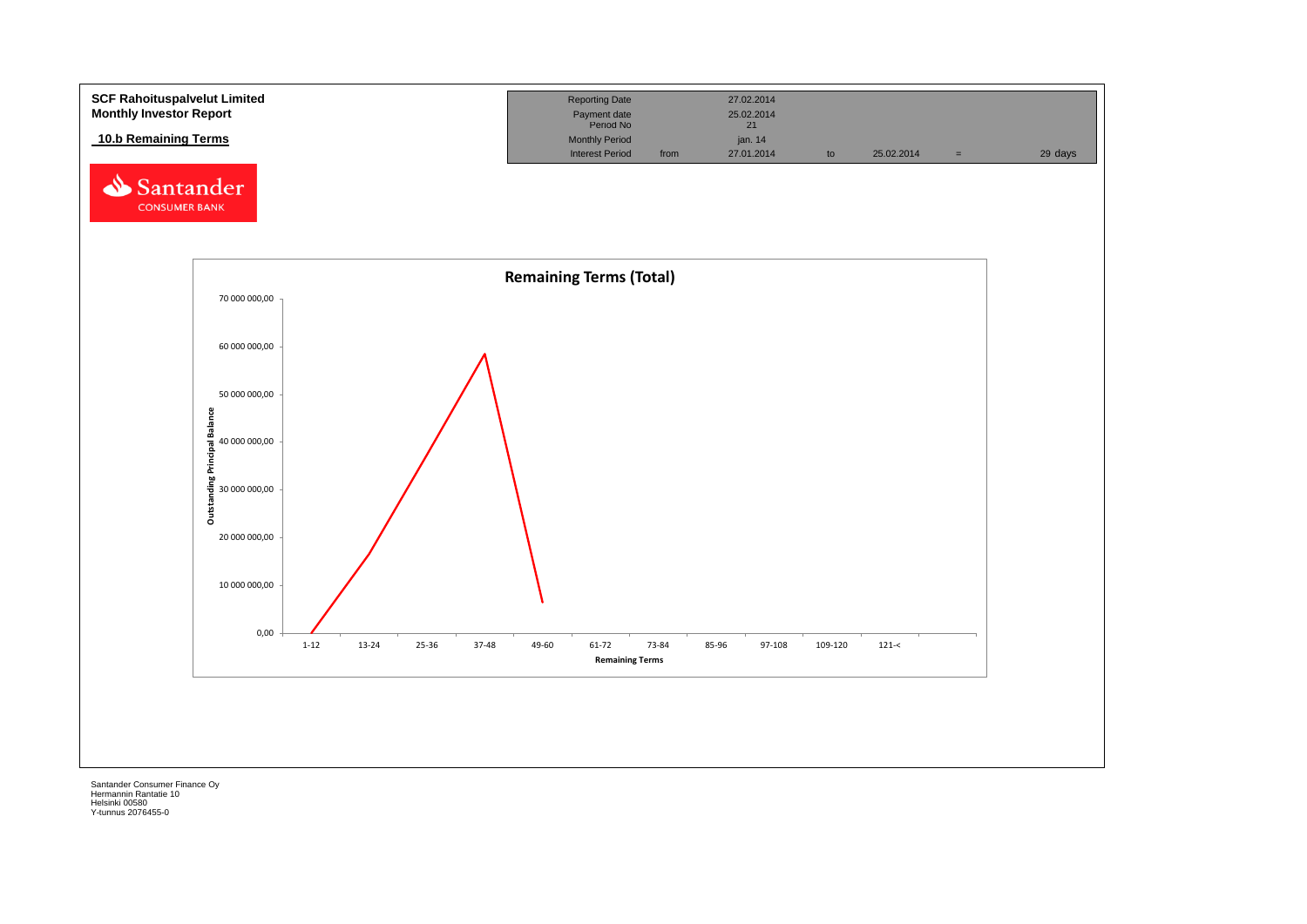**SCF Rahoituspalvelut Limited**
**Monthly Investor Report**

## 10.b Remaining Terms

| Reporting Date | | 27.02.2014 | | | | |
|---|---|---|---|---|---|---|
| Payment date | | 25.02.2014 | | | | |
| Period No | | 21 | | | | |
| Monthly Period | | jan. 14 | | | | |
| Interest Period | from | 27.01.2014 | to | 25.02.2014 | = | 29 days |

**Remaining Terms (Total)**

Outstanding Principal Balance

70 000 000,00
60 000 000,00
50 000 000,00
40 000 000,00
30 000 000,00
20 000 000,00
10 000 000,00
0,00

1-12 | 13-24 | 25-36 | 37-48 | 49-60 | 61-72 | 73-84 | 85-96 | 97-108 | 109-120 | 121-<

Remaining Terms

Santander Consumer Finance Oy
Hermannin Rantatie 10
Helsinki 00580
Y-tunnus 2076455-0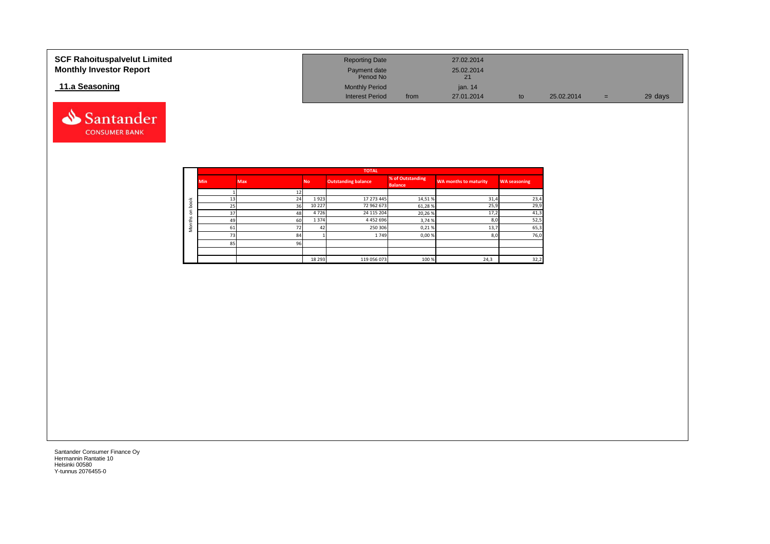**SCF Rahoituspalvelut Limited**
**Monthly Investor Report**

**11.a Seasoning**

| | | | | |
|---|---|---|---|---|
| Reporting Date | | 27.02.2014 | | |
| Payment date | | 25.02.2014 | | |
| Period No | | 21 | | |
| Monthly Period | | jan. 14 | | |
| Interest Period | from | 27.01.2014 | to | 25.02.2014 = 29 days |

| | TOTAL | | | | | | |
|---|---|---|---|---|---|---|---|
| | Min | Max | No | Outstanding balance | % of Outstanding Balance | WA months to maturity | WA seasoning |
| Months on book | 1 | 12 | | | | | |
| | 13 | 24 | 1 923 | 17 273 445 | 14,51 % | 31,4 | 23,4 |
| | 25 | 36 | 10 227 | 72 962 673 | 61,28 % | 25,9 | 29,9 |
| | 37 | 48 | 4 726 | 24 115 204 | 20,26 % | 17,2 | 41,3 |
| | 49 | 60 | 1 374 | 4 452 696 | 3,74 % | 8,0 | 52,5 |
| | 61 | 72 | 42 | 250 306 | 0,21 % | 13,7 | 65,3 |
| | 73 | 84 | 1 | 1 749 | 0,00 % | 8,0 | 76,0 |
| | 85 | 96 | | | | | |
| | | | 18 293 | 119 056 073 | 100 % | 24,3 | 32,2 |

Santander Consumer Finance Oy
Hermannin Rantatie 10
Helsinki 00580
Y-tunnus 2076455-0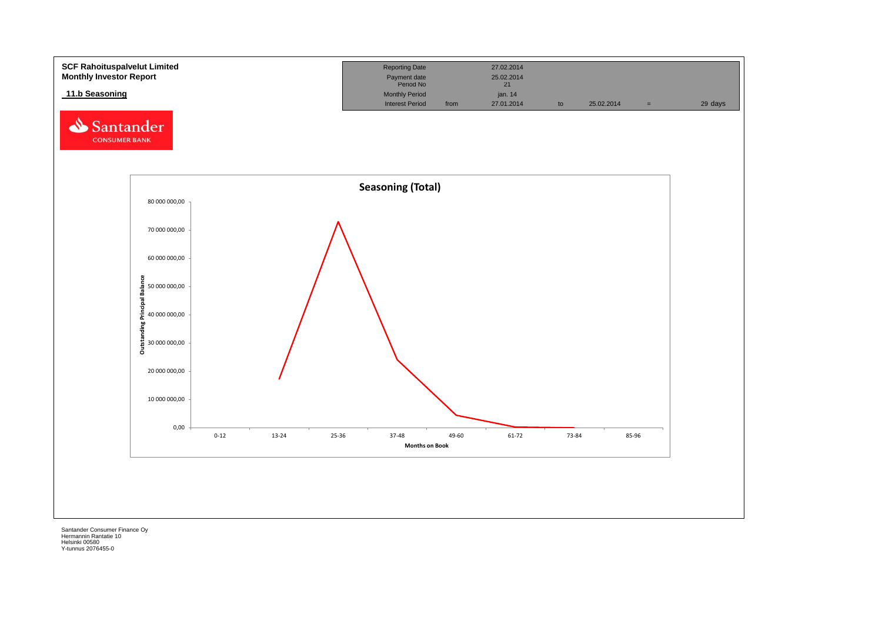**SCF Rahoituspalvelut Limited**
**Monthly Investor Report**

**11.b Seasoning**

| Reporting Date | | 27.02.2014 | | | | |
|---|---|---|---|---|---|---|
| Payment date | | 25.02.2014 | | | | |
| Period No | | 21 | | | | |
| Monthly Period | | jan. 14 | | | | |
| Interest Period | from | 27.01.2014 | to | 25.02.2014 | = | 29 days |

Santander CONSUMER BANK

**Seasoning (Total)**

Outstanding Principal Balance

80 000 000,00
70 000 000,00
60 000 000,00
50 000 000,00
40 000 000,00
30 000 000,00
20 000 000,00
10 000 000,00
0,00

0-12 | 13-24 | 25-36 | 37-48 | 49-60 | 61-72 | 73-84 | 85-96

Months on Book

Santander Consumer Finance Oy
Hermannin Rantatie 10
Helsinki 00580
Y-tunnus 2076455-0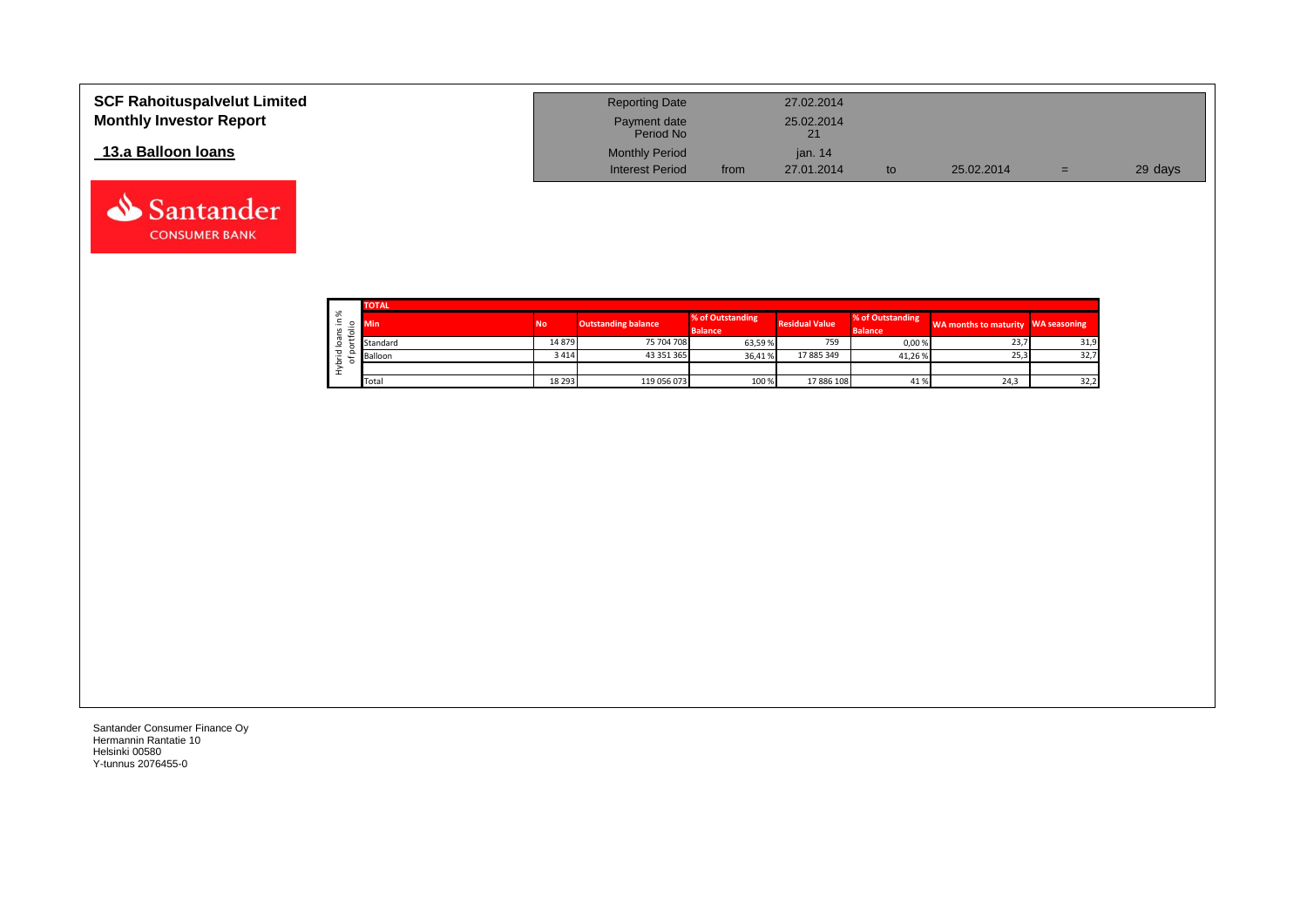# SCF Rahoituspalvelut Limited
# Monthly Investor Report

## 13.a Balloon loans

| | | | | | | |
|---|---|---|---|---|---|---|
| Reporting Date | | 27.02.2014 | | | | |
| Payment date | | 25.02.2014 | | | | |
| Period No | | 21 | | | | |
| Monthly Period | | jan. 14 | | | | |
| Interest Period | from | 27.01.2014 | to | 25.02.2014 | = | 29 days |

Hybrid loans in % of portfolio

| TOTAL | | | | | | | |
|---|---|---|---|---|---|---|---|
| Min | No | Outstanding balance | % of Outstanding Balance | Residual Value | % of Outstanding Balance | WA months to maturity | WA seasoning |
| Standard | 14 879 | 75 704 708 | 63,59 % | 759 | 0,00 % | 23,7 | 31,9 |
| Balloon | 3 414 | 43 351 365 | 36,41 % | 17 885 349 | 41,26 % | 25,3 | 32,7 |
| | | | | | | | |
| Total | 18 293 | 119 056 073 | 100 % | 17 886 108 | 41 % | 24,3 | 32,2 |

Santander Consumer Finance Oy
Hermannin Rantatie 10
Helsinki 00580
Y-tunnus 2076455-0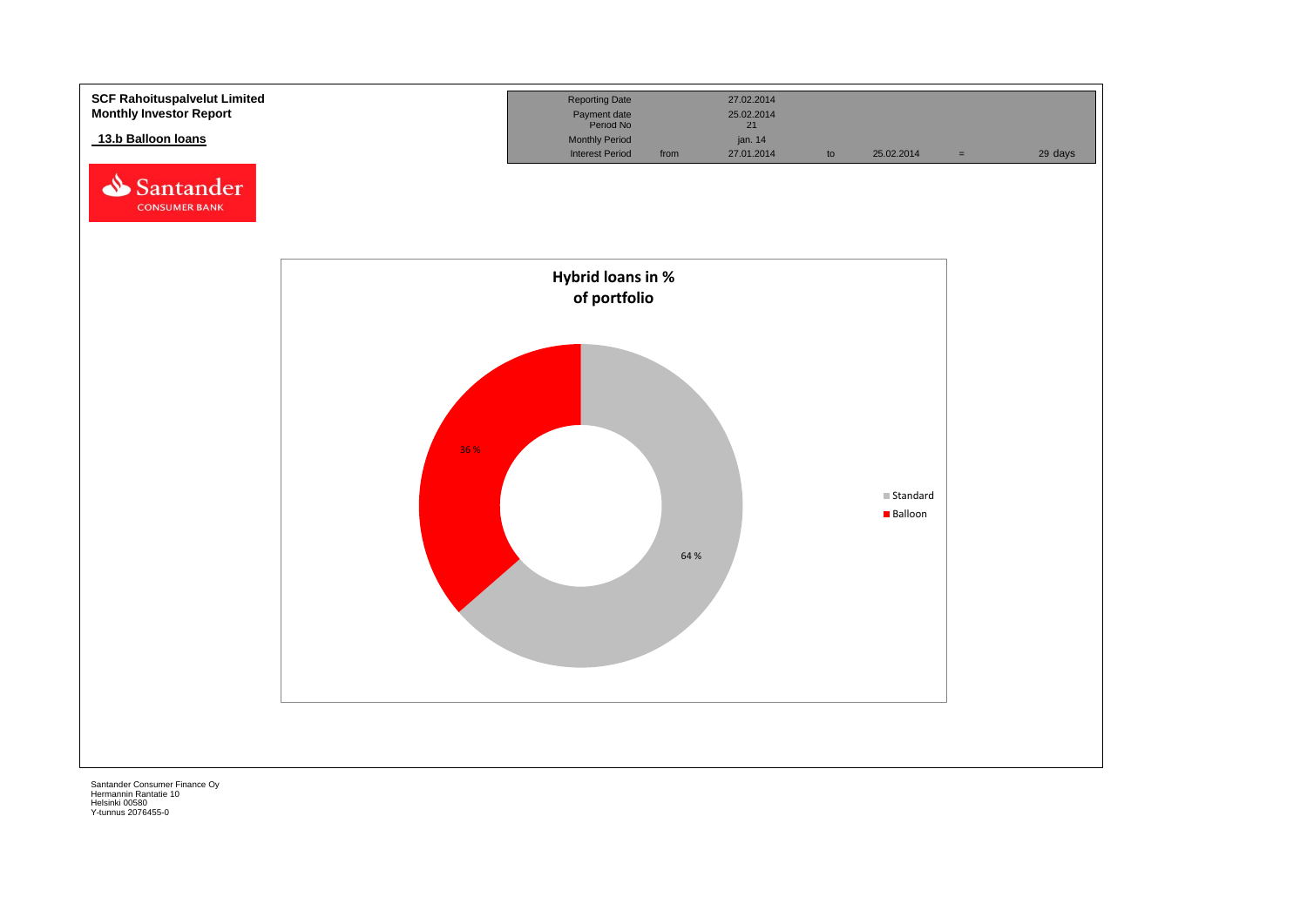**SCF Rahoituspalvelut Limited**
**Monthly Investor Report**

## 13.b Balloon loans

| Reporting Date | | 27.02.2014 | | | | |
|---|---|---|---|---|---|---|
| Payment date | | 25.02.2014 | | | | |
| Period No | | 21 | | | | |
| Monthly Period | | jan. 14 | | | | |
| Interest Period | from | 27.01.2014 | to | 25.02.2014 | = | 29 days |

**Hybrid loans in % of portfolio**

| Type | % |
|---|---|
| Standard | 64 % |
| Balloon | 36 % |

Santander Consumer Finance Oy
Hermannin Rantatie 10
Helsinki 00580
Y-tunnus 2076455-0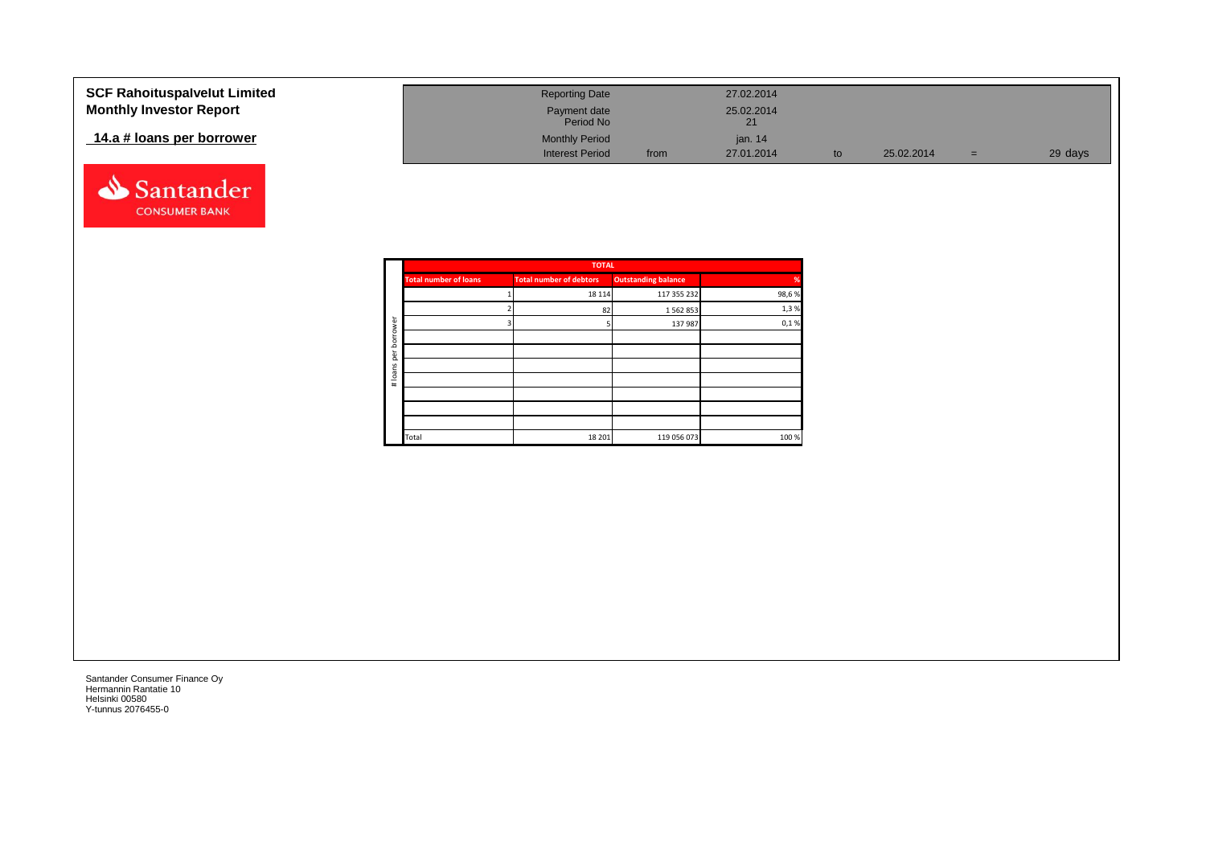**SCF Rahoituspalvelut Limited**
**Monthly Investor Report**

## 14.a # loans per borrower

| | | | | | | | |
|---|---|---|---|---|---|---|---|
| Reporting Date | | 27.02.2014 | | | | |
| Payment date | | 25.02.2014 | | | | |
| Period No | | 21 | | | | |
| Monthly Period | | jan. 14 | | | | |
| Interest Period | from | 27.01.2014 | to | 25.02.2014 | = | 29 days |

| # loans per borrower | TOTAL | | | |
|---|---|---|---|---|
| | Total number of loans | Total number of debtors | Outstanding balance | % |
| | 1 | 18 114 | 117 355 232 | 98,6 % |
| | 2 | 82 | 1 562 853 | 1,3 % |
| | 3 | 5 | 137 987 | 0,1 % |
| | | | | |
| | | | | |
| | | | | |
| | | | | |
| | | | | |
| | | | | |
| | | | | |
| | Total | 18 201 | 119 056 073 | 100 % |

Santander Consumer Finance Oy
Hermannin Rantatie 10
Helsinki 00580
Y-tunnus 2076455-0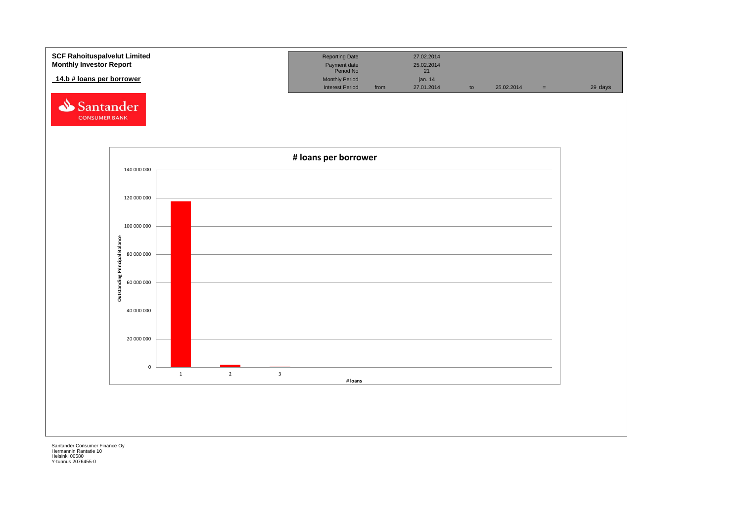**SCF Rahoituspalvelut Limited**
**Monthly Investor Report**

**14.b # loans per borrower**

| Reporting Date | | 27.02.2014 | | | | |
|---|---|---|---|---|---|---|
| Payment date | | 25.02.2014 | | | | |
| Period No | | 21 | | | | |
| Monthly Period | | jan. 14 | | | | |
| Interest Period | from | 27.01.2014 | to | 25.02.2014 | = | 29 days |

**# loans per borrower**

Outstanding Principal Balance

140 000 000
120 000 000
100 000 000
80 000 000
60 000 000
40 000 000
20 000 000
0

1 2 3

# loans

Santander Consumer Finance Oy
Hermannin Rantatie 10
Helsinki 00580
Y-tunnus 2076455-0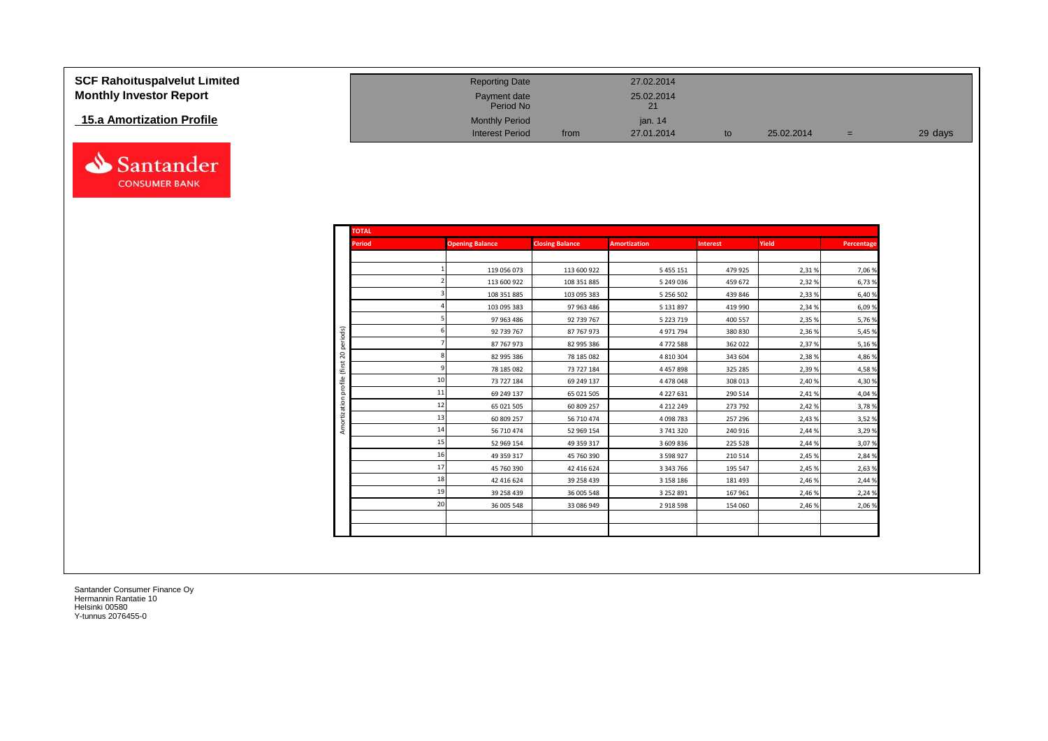**SCF Rahoituspalvelut Limited**
**Monthly Investor Report**

**15.a Amortization Profile**

| | | | | | | |
|---|---|---|---|---|---|---|
| Reporting Date | | 27.02.2014 | | | | |
| Payment date | | 25.02.2014 | | | | |
| Period No | | 21 | | | | |
| Monthly Period | | jan. 14 | | | | |
| Interest Period | from | 27.01.2014 | to | 25.02.2014 | = | 29 days |

**TOTAL**

Amortization profile (first 20 periods)

| Period | Opening Balance | Closing Balance | Amortization | Interest | Yield | Percentage |
|---|---|---|---|---|---|---|
| 1 | 119 056 073 | 113 600 922 | 5 455 151 | 479 925 | 2,31 % | 7,06 % |
| 2 | 113 600 922 | 108 351 885 | 5 249 036 | 459 672 | 2,32 % | 6,73 % |
| 3 | 108 351 885 | 103 095 383 | 5 256 502 | 439 846 | 2,33 % | 6,40 % |
| 4 | 103 095 383 | 97 963 486 | 5 131 897 | 419 990 | 2,34 % | 6,09 % |
| 5 | 97 963 486 | 92 739 767 | 5 223 719 | 400 557 | 2,35 % | 5,76 % |
| 6 | 92 739 767 | 87 767 973 | 4 971 794 | 380 830 | 2,36 % | 5,45 % |
| 7 | 87 767 973 | 82 995 386 | 4 772 588 | 362 022 | 2,37 % | 5,16 % |
| 8 | 82 995 386 | 78 185 082 | 4 810 304 | 343 604 | 2,38 % | 4,86 % |
| 9 | 78 185 082 | 73 727 184 | 4 457 898 | 325 285 | 2,39 % | 4,58 % |
| 10 | 73 727 184 | 69 249 137 | 4 478 048 | 308 013 | 2,40 % | 4,30 % |
| 11 | 69 249 137 | 65 021 505 | 4 227 631 | 290 514 | 2,41 % | 4,04 % |
| 12 | 65 021 505 | 60 809 257 | 4 212 249 | 273 792 | 2,42 % | 3,78 % |
| 13 | 60 809 257 | 56 710 474 | 4 098 783 | 257 296 | 2,43 % | 3,52 % |
| 14 | 56 710 474 | 52 969 154 | 3 741 320 | 240 916 | 2,44 % | 3,29 % |
| 15 | 52 969 154 | 49 359 317 | 3 609 836 | 225 528 | 2,44 % | 3,07 % |
| 16 | 49 359 317 | 45 760 390 | 3 598 927 | 210 514 | 2,45 % | 2,84 % |
| 17 | 45 760 390 | 42 416 624 | 3 343 766 | 195 547 | 2,45 % | 2,63 % |
| 18 | 42 416 624 | 39 258 439 | 3 158 186 | 181 493 | 2,46 % | 2,44 % |
| 19 | 39 258 439 | 36 005 548 | 3 252 891 | 167 961 | 2,46 % | 2,24 % |
| 20 | 36 005 548 | 33 086 949 | 2 918 598 | 154 060 | 2,46 % | 2,06 % |

Santander Consumer Finance Oy
Hermannin Rantatie 10
Helsinki 00580
Y-tunnus 2076455-0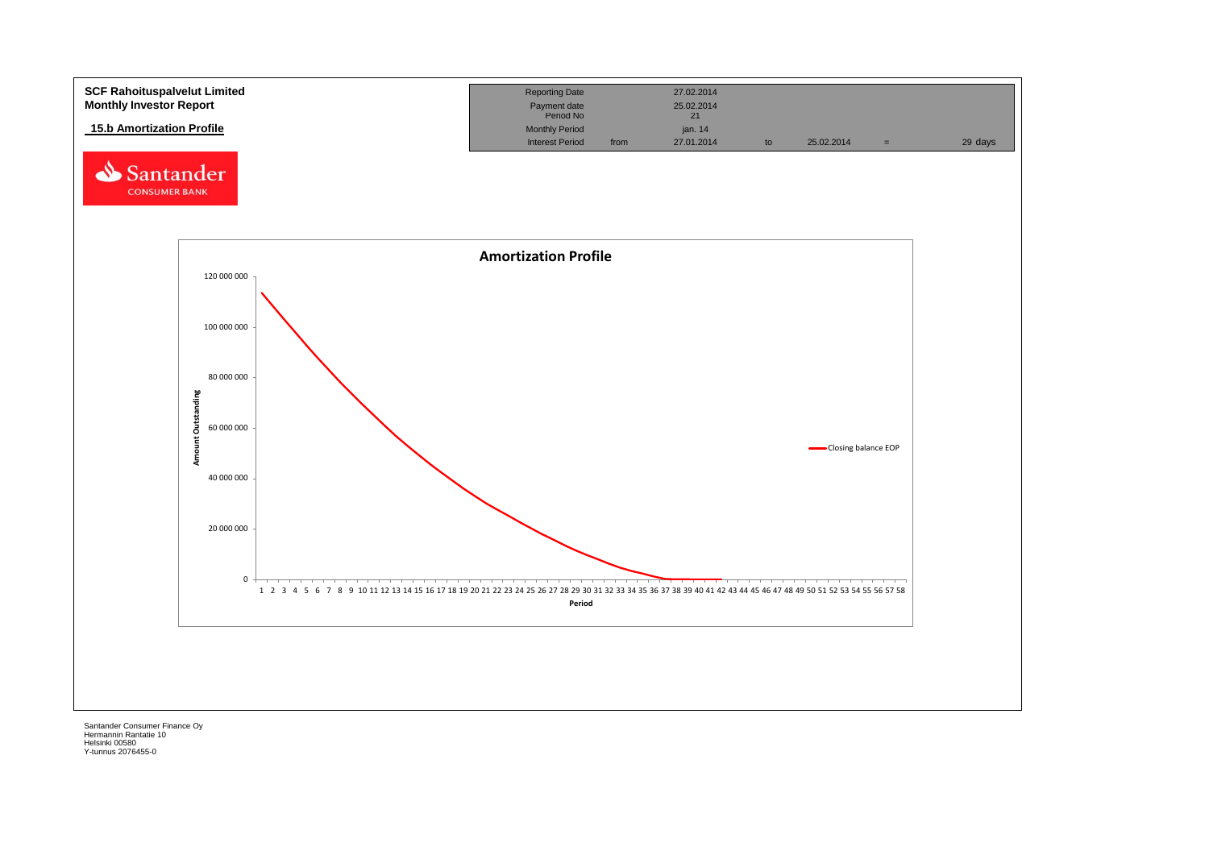**SCF Rahoituspalvelut Limited**
**Monthly Investor Report**

**15.b Amortization Profile**

| | | | | | | |
|---|---|---|---|---|---|---|
| Reporting Date | | 27.02.2014 | | | | |
| Payment date | | 25.02.2014 | | | | |
| Period No | | 21 | | | | |
| Monthly Period | | jan. 14 | | | | |
| Interest Period | from | 27.01.2014 | to | 25.02.2014 | = | 29 days |

Amortization Profile

Santander Consumer Finance Oy
Hermannin Rantatie 10
Helsinki 00580
Y-tunnus 2076455-0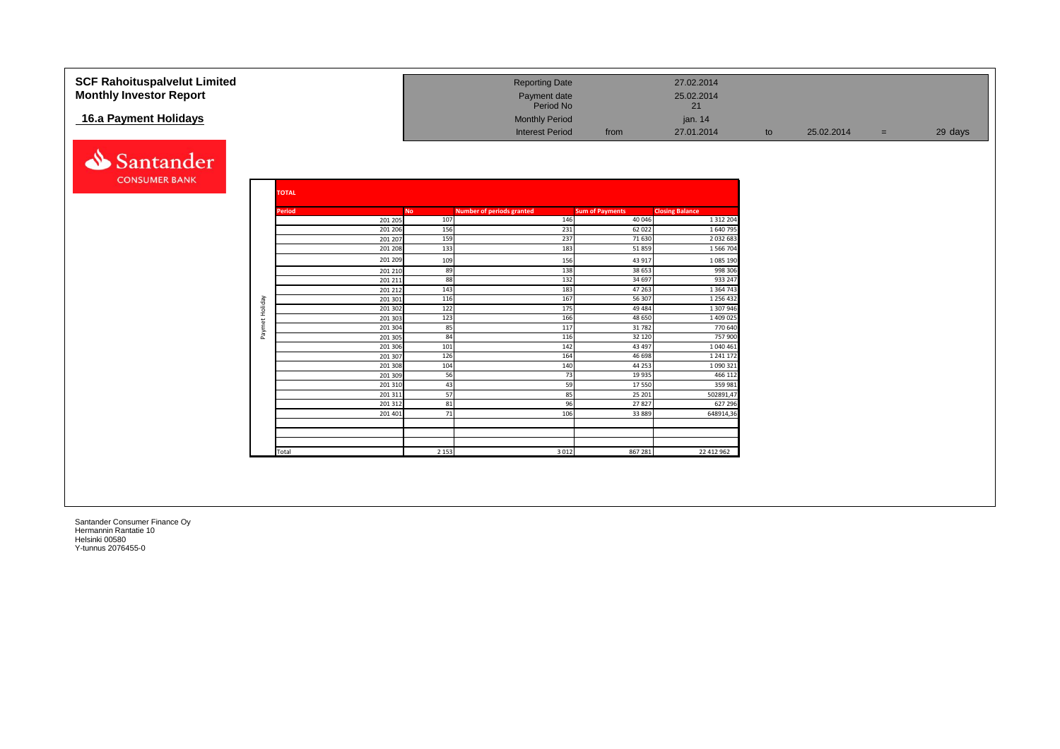**SCF Rahoituspalvelut Limited**
**Monthly Investor Report**

## 16.a Payment Holidays

| | | | | | | |
|---|---|---|---|---|---|---|
| Reporting Date | | 27.02.2014 | | | | |
| Payment date | | 25.02.2014 | | | | |
| Period No | | 21 | | | | |
| Monthly Period | | jan. 14 | | | | |
| Interest Period | from | 27.01.2014 | to | 25.02.2014 | = | 29 days |

Santander CONSUMER BANK

**TOTAL**

| | Period | No | Number of periods granted | Sum of Payments | Closing Balance |
|---|---|---|---|---|---|
| Paymet Holiday | 201 205 | 107 | 146 | 40 046 | 1 312 204 |
| | 201 206 | 156 | 231 | 62 022 | 1 640 795 |
| | 201 207 | 159 | 237 | 71 630 | 2 032 683 |
| | 201 208 | 133 | 183 | 51 859 | 1 566 704 |
| | 201 209 | 109 | 156 | 43 917 | 1 085 190 |
| | 201 210 | 89 | 138 | 38 653 | 998 306 |
| | 201 211 | 88 | 132 | 34 697 | 933 247 |
| | 201 212 | 143 | 183 | 47 263 | 1 364 743 |
| | 201 301 | 116 | 167 | 56 307 | 1 256 432 |
| | 201 302 | 122 | 175 | 49 484 | 1 307 946 |
| | 201 303 | 123 | 166 | 48 650 | 1 409 025 |
| | 201 304 | 85 | 117 | 31 782 | 770 640 |
| | 201 305 | 84 | 116 | 32 120 | 757 900 |
| | 201 306 | 101 | 142 | 43 497 | 1 040 461 |
| | 201 307 | 126 | 164 | 46 698 | 1 241 172 |
| | 201 308 | 104 | 140 | 44 253 | 1 090 321 |
| | 201 309 | 56 | 73 | 19 935 | 466 112 |
| | 201 310 | 43 | 59 | 17 550 | 359 981 |
| | 201 311 | 57 | 85 | 25 201 | 502891,47 |
| | 201 312 | 81 | 96 | 27 827 | 627 296 |
| | 201 401 | 71 | 106 | 33 889 | 648914,36 |
| | | | | | |
| | | | | | |
| | Total | 2 153 | 3 012 | 867 281 | 22 412 962 |

Santander Consumer Finance Oy
Hermannin Rantatie 10
Helsinki 00580
Y-tunnus 2076455-0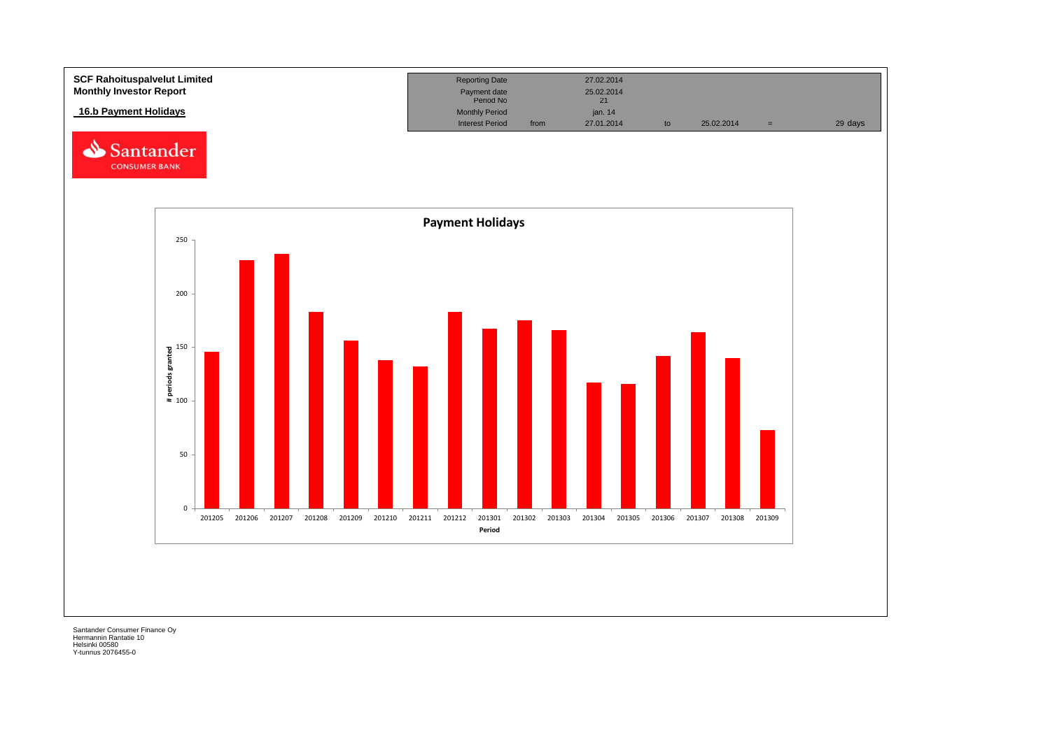**SCF Rahoituspalvelut Limited**
**Monthly Investor Report**

**16.b Payment Holidays**

| | | | | | | |
|---|---|---|---|---|---|---|
| Reporting Date | | 27.02.2014 | | | | |
| Payment date | | 25.02.2014 | | | | |
| Period No | | 21 | | | | |
| Monthly Period | | jan. 14 | | | | |
| Interest Period | from | 27.01.2014 | to | 25.02.2014 | = | 29 days |

**Payment Holidays**

| Period | # periods granted (approx.) |
|---|---|
| 201205 | 146 |
| 201206 | 231 |
| 201207 | 237 |
| 201208 | 183 |
| 201209 | 156 |
| 201210 | 138 |
| 201211 | 132 |
| 201212 | 183 |
| 201301 | 167 |
| 201302 | 175 |
| 201303 | 166 |
| 201304 | 117 |
| 201305 | 116 |
| 201306 | 142 |
| 201307 | 164 |
| 201308 | 140 |
| 201309 | 73 |

Santander Consumer Finance Oy
Hermannin Rantatie 10
Helsinki 00580
Y-tunnus 2076455-0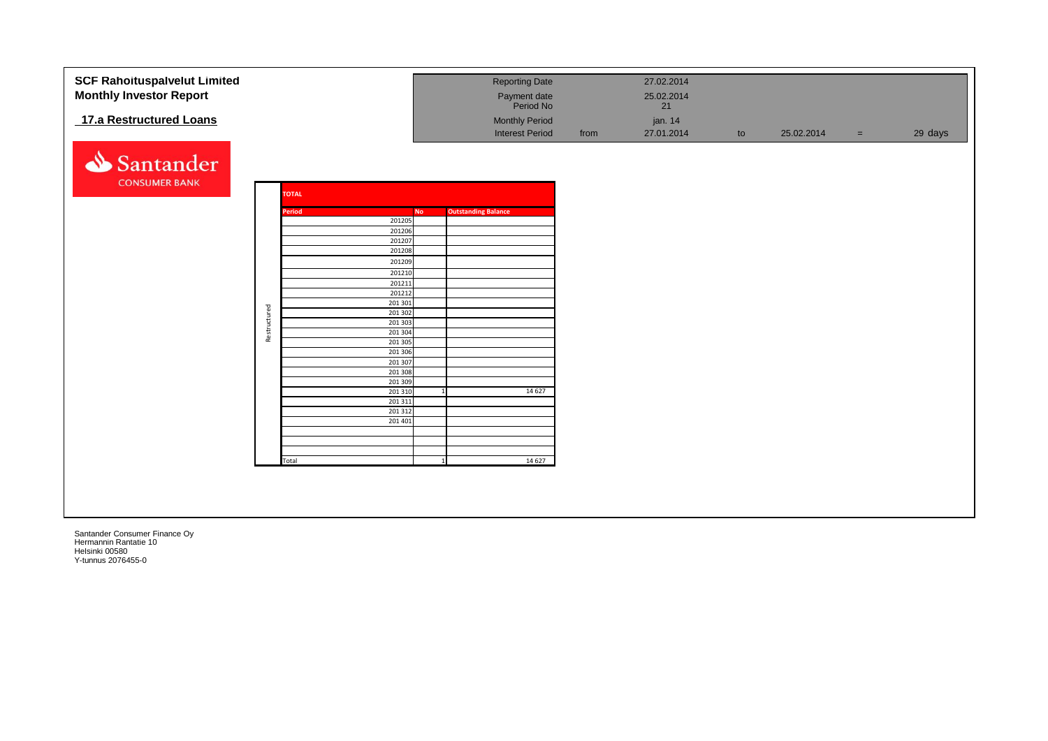**SCF Rahoituspalvelut Limited**
**Monthly Investor Report**

## 17.a Restructured Loans

| Reporting Date | | 27.02.2014 | | | | |
|---|---|---|---|---|---|---|
| Payment date | | 25.02.2014 | | | | |
| Period No | | 21 | | | | |
| Monthly Period | | jan. 14 | | | | |
| Interest Period | from | 27.01.2014 | to | 25.02.2014 | = | 29 days |

Santander CONSUMER BANK

| | TOTAL | | |
|---|---|---|---|
| | Period | No | Outstanding Balance |
| Restructured | 201205 | | |
| | 201206 | | |
| | 201207 | | |
| | 201208 | | |
| | 201209 | | |
| | 201210 | | |
| | 201211 | | |
| | 201212 | | |
| | 201 301 | | |
| | 201 302 | | |
| | 201 303 | | |
| | 201 304 | | |
| | 201 305 | | |
| | 201 306 | | |
| | 201 307 | | |
| | 201 308 | | |
| | 201 309 | | |
| | 201 310 | 1 | 14 627 |
| | 201 311 | | |
| | 201 312 | | |
| | 201 401 | | |
| | | | |
| | | | |
| | | | |
| | Total | 1 | 14 627 |

Santander Consumer Finance Oy
Hermannin Rantatie 10
Helsinki 00580
Y-tunnus 2076455-0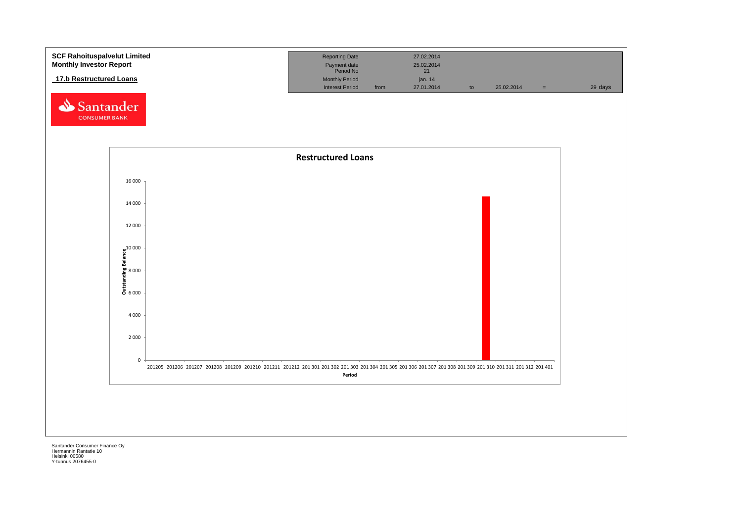**SCF Rahoituspalvelut Limited**
**Monthly Investor Report**

## 17.b Restructured Loans

| | | | | | | |
|---|---|---|---|---|---|---|
| Reporting Date | | 27.02.2014 | | | | |
| Payment date | | 25.02.2014 | | | | |
| Period No | | 21 | | | | |
| Monthly Period | | jan. 14 | | | | |
| Interest Period | from | 27.01.2014 | to | 25.02.2014 | = | 29 days |

**Restructured Loans**

Outstanding Balance: 16 000, 14 000, 12 000, 10 000, 8 000, 6 000, 4 000, 2 000, 0

Period: 201205, 201206, 201207, 201208, 201209, 201210, 201211, 201212, 201 301, 201 302, 201 303, 201 304, 201 305, 201 306, 201 307, 201 308, 201 309, 201 310, 201 311, 201 312, 201 401

Santander Consumer Finance Oy
Hermannin Rantatie 10
Helsinki 00580
Y-tunnus 2076455-0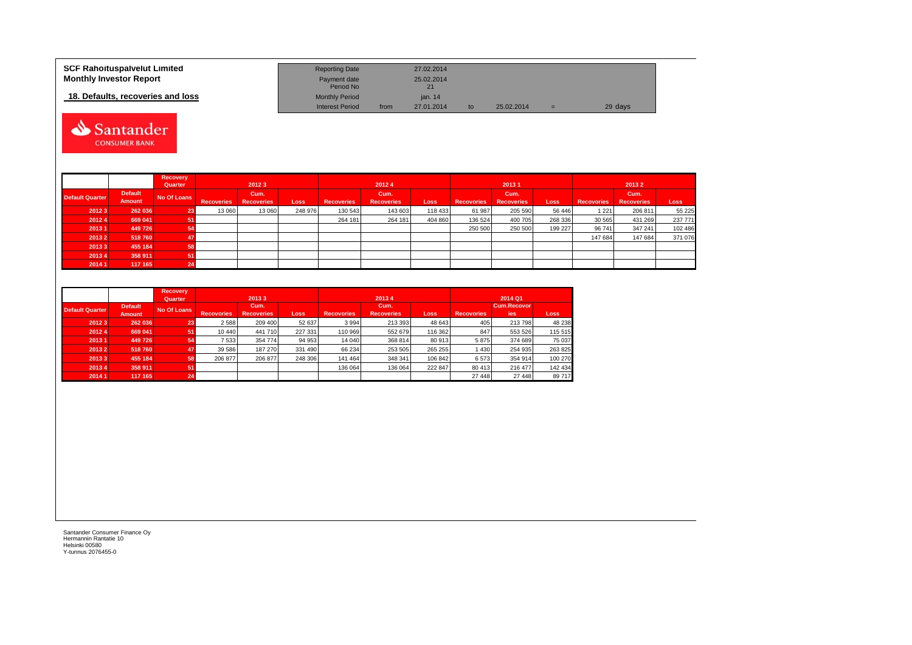**SCF Rahoituspalvelut Limited**
**Monthly Investor Report**

**18. Defaults, recoveries and loss**

| Reporting Date | | 27.02.2014 | | | | |
|---|---|---|---|---|---|---|
| Payment date | | 25.02.2014 | | | | |
| Period No | | 21 | | | | |
| Monthly Period | | jan. 14 | | | | |
| Interest Period | from | 27.01.2014 | to | 25.02.2014 | = | 29 days |

| | | Recovery Quarter | 2012 3 | | | 2012 4 | | | 2013 1 | | | 2013 2 | | |
|---|---|---|---|---|---|---|---|---|---|---|---|---|---|---|
| Default Quarter | Default Amount | No Of Loans | Recoveries | Cum. Recoveries | Loss | Recoveries | Cum. Recoveries | Loss | Recoveries | Cum. Recoveries | Loss | Recoveries | Cum. Recoveries | Loss |
| 2012 3 | 262 036 | 23 | 13 060 | 13 060 | 248 976 | 130 543 | 143 603 | 118 433 | 61 987 | 205 590 | 56 446 | 1 221 | 206 811 | 55 225 |
| 2012 4 | 669 041 | 51 | | | | 264 181 | 264 181 | 404 860 | 136 524 | 400 705 | 268 336 | 30 565 | 431 269 | 237 771 |
| 2013 1 | 449 726 | 54 | | | | | | | 250 500 | 250 500 | 199 227 | 96 741 | 347 241 | 102 486 |
| 2013 2 | 518 760 | 47 | | | | | | | | | | 147 684 | 147 684 | 371 076 |
| 2013 3 | 455 184 | 58 | | | | | | | | | | | | |
| 2013 4 | 358 911 | 51 | | | | | | | | | | | | |
| 2014 1 | 117 165 | 24 | | | | | | | | | | | | |

| | | Recovery Quarter | 2013 3 | | | 2013 4 | | | 2014 Q1 | | |
|---|---|---|---|---|---|---|---|---|---|---|---|
| Default Quarter | Default Amount | No Of Loans | Recoveries | Cum. Recoveries | Loss | Recoveries | Cum. Recoveries | Loss | Recoveries | Cum.Recoveries | Loss |
| 2012 3 | 262 036 | 23 | 2 588 | 209 400 | 52 637 | 3 994 | 213 393 | 48 643 | 405 | 213 798 | 48 238 |
| 2012 4 | 669 041 | 51 | 10 440 | 441 710 | 227 331 | 110 969 | 552 679 | 116 362 | 847 | 553 526 | 115 515 |
| 2013 1 | 449 726 | 54 | 7 533 | 354 774 | 94 953 | 14 040 | 368 814 | 80 913 | 5 875 | 374 689 | 75 037 |
| 2013 2 | 518 760 | 47 | 39 586 | 187 270 | 331 490 | 66 234 | 253 505 | 265 255 | 1 430 | 254 935 | 263 825 |
| 2013 3 | 455 184 | 58 | 206 877 | 206 877 | 248 306 | 141 464 | 348 341 | 106 842 | 6 573 | 354 914 | 100 270 |
| 2013 4 | 358 911 | 51 | | | | 136 064 | 136 064 | 222 847 | 80 413 | 216 477 | 142 434 |
| 2014 1 | 117 165 | 24 | | | | | | | 27 448 | 27 448 | 89 717 |

Santander Consumer Finance Oy
Hermannin Rantatie 10
Helsinki 00580
Y-tunnus 2076455-0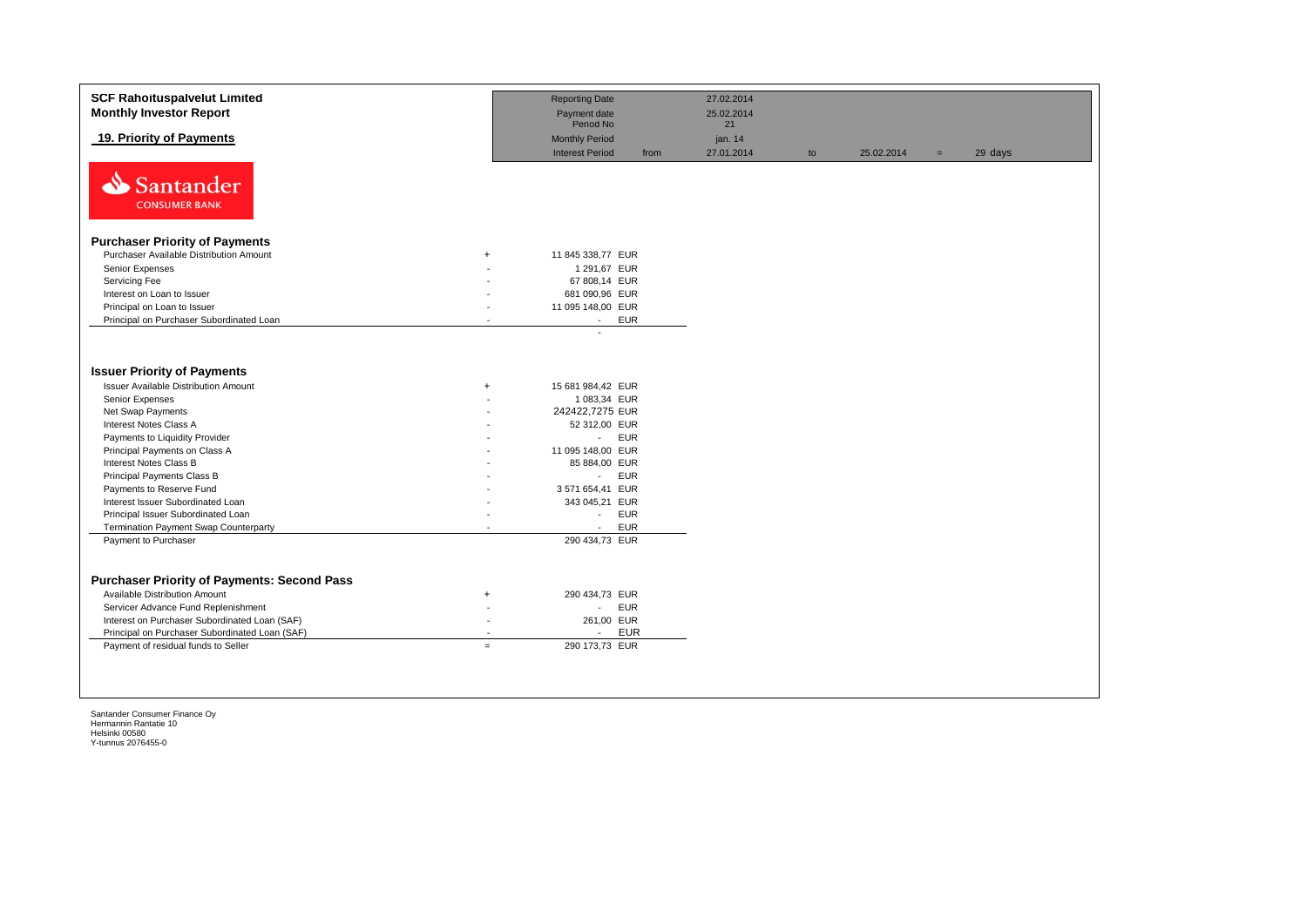**SCF Rahoituspalvelut Limited**
**Monthly Investor Report**

**19. Priority of Payments**

| | | | | | | | |
|---|---|---|---|---|---|---|---|
| Reporting Date | | 27.02.2014 | | | | | |
| Payment date | | 25.02.2014 | | | | | |
| Period No | | 21 | | | | | |
| Monthly Period | | jan. 14 | | | | | |
| Interest Period | from | 27.01.2014 | to | 25.02.2014 | = | 29 days | |

Santander CONSUMER BANK

## Purchaser Priority of Payments

| | | | |
|---|---|---|---|
| Purchaser Available Distribution Amount | + | 11 845 338,77 | EUR |
| Senior Expenses | - | 1 291,67 | EUR |
| Servicing Fee | - | 67 808,14 | EUR |
| Interest on Loan to Issuer | - | 681 090,96 | EUR |
| Principal on Loan to Issuer | - | 11 095 148,00 | EUR |
| Principal on Purchaser Subordinated Loan | - | - | EUR |
| | | - | |

## Issuer Priority of Payments

| | | | |
|---|---|---|---|
| Issuer Available Distribution Amount | + | 15 681 984,42 | EUR |
| Senior Expenses | - | 1 083,34 | EUR |
| Net Swap Payments | - | 242422,7275 | EUR |
| Interest Notes Class A | - | 52 312,00 | EUR |
| Payments to Liquidity Provider | - | - | EUR |
| Principal Payments on Class A | - | 11 095 148,00 | EUR |
| Interest Notes Class B | - | 85 884,00 | EUR |
| Principal Payments Class B | - | - | EUR |
| Payments to Reserve Fund | - | 3 571 654,41 | EUR |
| Interest Issuer Subordinated Loan | - | 343 045,21 | EUR |
| Principal Issuer Subordinated Loan | - | - | EUR |
| Termination Payment Swap Counterparty | - | - | EUR |
| Payment to Purchaser | | 290 434,73 | EUR |

## Purchaser Priority of Payments: Second Pass

| | | | |
|---|---|---|---|
| Available Distribution Amount | + | 290 434,73 | EUR |
| Servicer Advance Fund Replenishment | - | - | EUR |
| Interest on Purchaser Subordinated Loan (SAF) | - | 261,00 | EUR |
| Principal on Purchaser Subordinated Loan (SAF) | - | - | EUR |
| Payment of residual funds to Seller | = | 290 173,73 | EUR |

Santander Consumer Finance Oy
Hermannin Rantatie 10
Helsinki 00580
Y-tunnus 2076455-0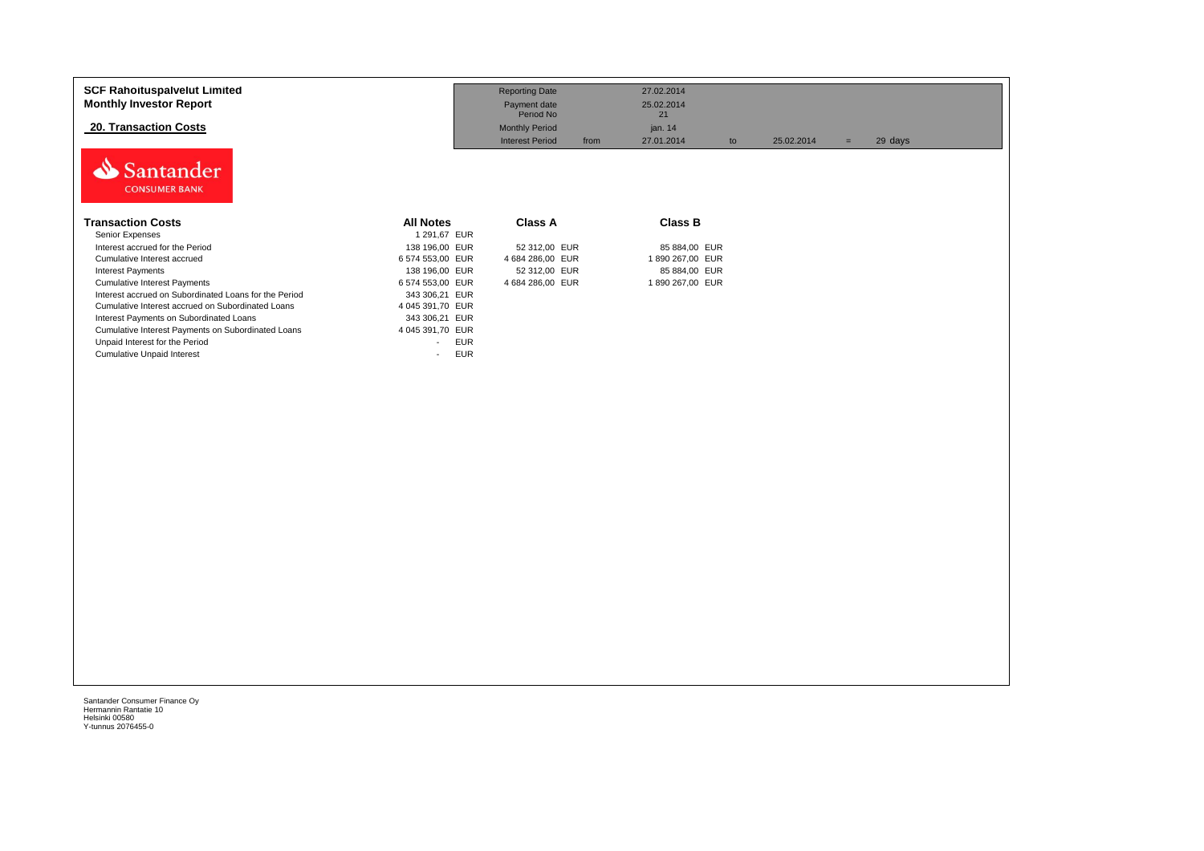**SCF Rahoituspalvelut Limited**
**Monthly Investor Report**

## 20. Transaction Costs

| | | | | | | |
|---|---|---|---|---|---|---|
| Reporting Date | | 27.02.2014 | | | | |
| Payment date | | 25.02.2014 | | | | |
| Period No | | 21 | | | | |
| Monthly Period | | jan. 14 | | | | |
| Interest Period | from | 27.01.2014 | to | 25.02.2014 | = | 29 days |

Santander CONSUMER BANK

| Transaction Costs | All Notes | Class A | Class B |
|---|---|---|---|
| Senior Expenses | 1 291,67 EUR | | |
| Interest accrued for the Period | 138 196,00 EUR | 52 312,00 EUR | 85 884,00 EUR |
| Cumulative Interest accrued | 6 574 553,00 EUR | 4 684 286,00 EUR | 1 890 267,00 EUR |
| Interest Payments | 138 196,00 EUR | 52 312,00 EUR | 85 884,00 EUR |
| Cumulative Interest Payments | 6 574 553,00 EUR | 4 684 286,00 EUR | 1 890 267,00 EUR |
| Interest accrued on Subordinated Loans for the Period | 343 306,21 EUR | | |
| Cumulative Interest accrued on Subordinated Loans | 4 045 391,70 EUR | | |
| Interest Payments on Subordinated Loans | 343 306,21 EUR | | |
| Cumulative Interest Payments on Subordinated Loans | 4 045 391,70 EUR | | |
| Unpaid Interest for the Period | - EUR | | |
| Cumulative Unpaid Interest | - EUR | | |

Santander Consumer Finance Oy
Hermannin Rantatie 10
Helsinki 00580
Y-tunnus 2076455-0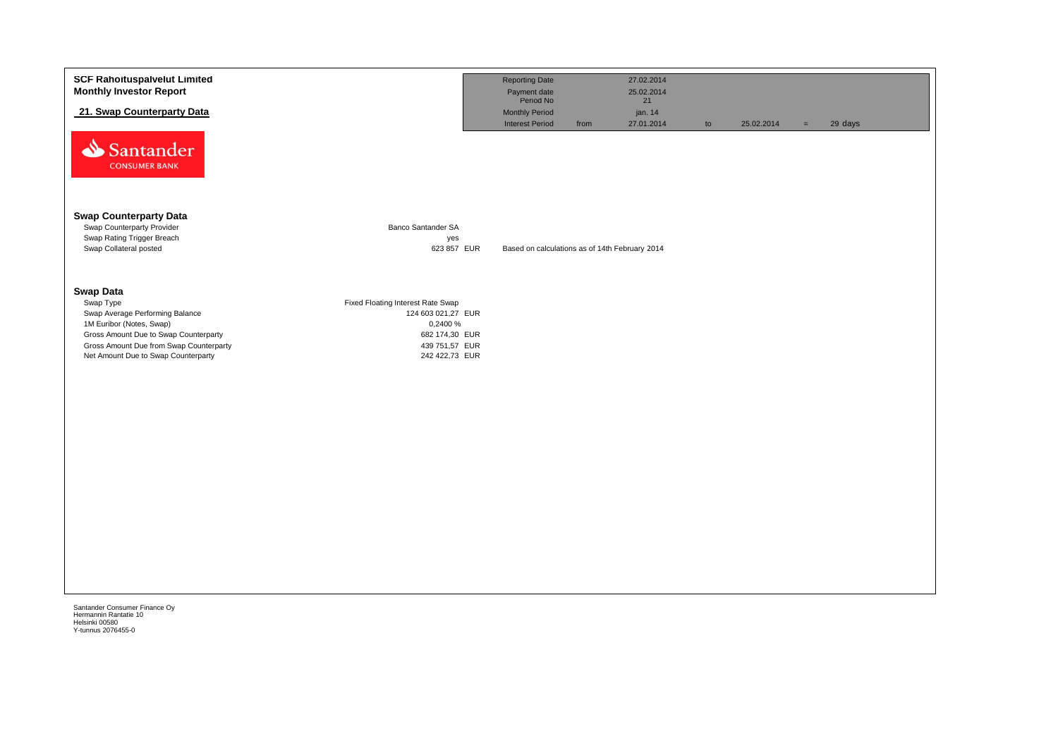**SCF Rahoituspalvelut Limited**
**Monthly Investor Report**

**21. Swap Counterparty Data**

| Reporting Date | | 27.02.2014 | | | | |
|---|---|---|---|---|---|---|
| Payment date | | 25.02.2014 | | | | |
| Period No | | 21 | | | | |
| Monthly Period | | jan. 14 | | | | |
| Interest Period | from | 27.01.2014 | to | 25.02.2014 | = | 29 days |

### Swap Counterparty Data

| | | |
|---|---|---|
| Swap Counterparty Provider | Banco Santander SA | |
| Swap Rating Trigger Breach | yes | |
| Swap Collateral posted | 623 857 EUR | Based on calculations as of 14th February 2014 |

### Swap Data

| | |
|---|---|
| Swap Type | Fixed Floating Interest Rate Swap |
| Swap Average Performing Balance | 124 603 021,27 EUR |
| 1M Euribor (Notes, Swap) | 0,2400 % |
| Gross Amount Due to Swap Counterparty | 682 174,30 EUR |
| Gross Amount Due from Swap Counterparty | 439 751,57 EUR |
| Net Amount Due to Swap Counterparty | 242 422,73 EUR |

Santander Consumer Finance Oy
Hermannin Rantatie 10
Helsinki 00580
Y-tunnus 2076455-0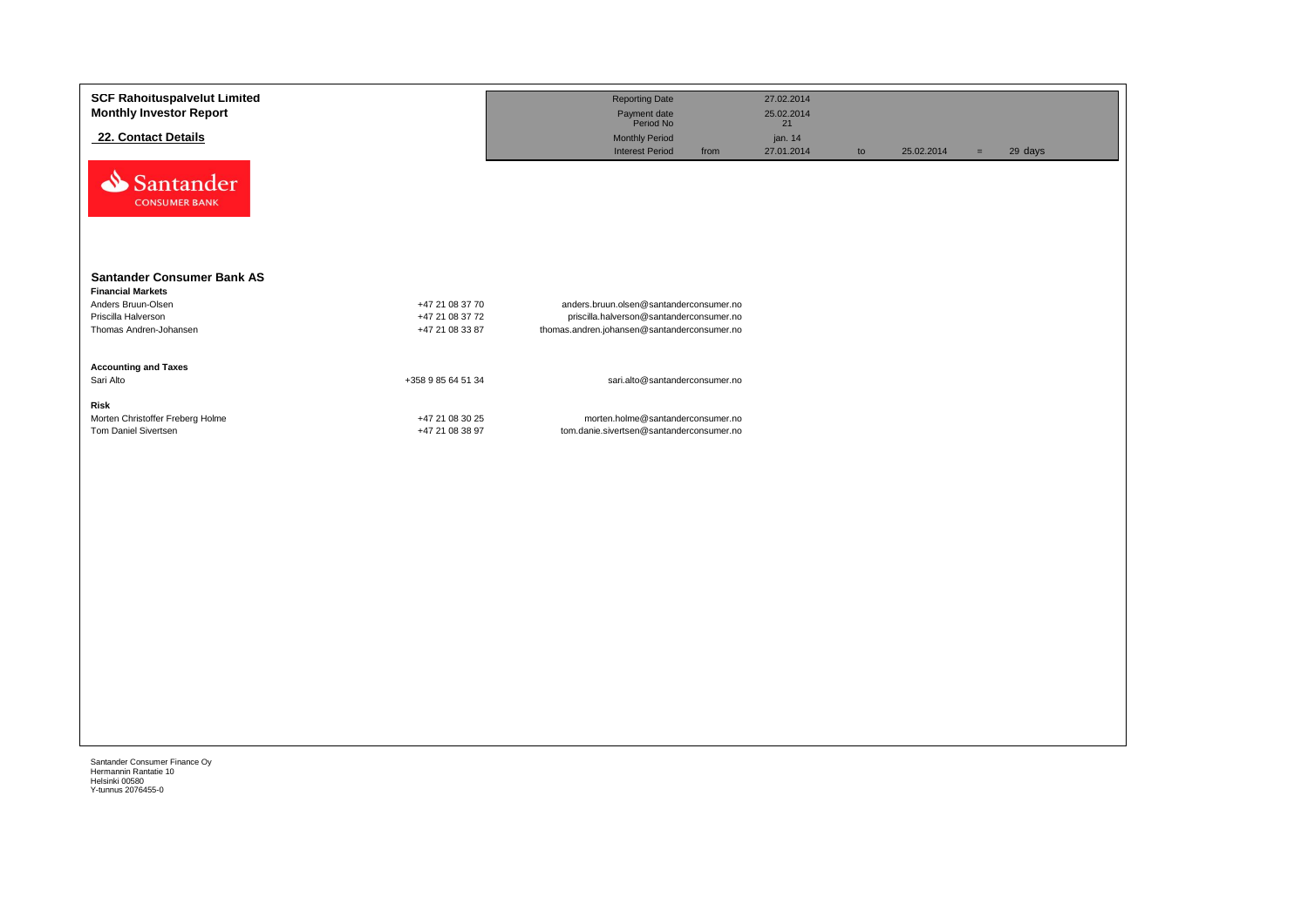**SCF Rahoituspalvelut Limited**
**Monthly Investor Report**

## 22. Contact Details

| | | | | | | |
|---|---|---|---|---|---|---|
| Reporting Date | | 27.02.2014 | | | | |
| Payment date | | 25.02.2014 | | | | |
| Period No | | 21 | | | | |
| Monthly Period | | jan. 14 | | | | |
| Interest Period | from | 27.01.2014 | to | 25.02.2014 | = | 29 days |

Santander
CONSUMER BANK

### Santander Consumer Bank AS

**Financial Markets**

| | | |
|---|---|---|
| Anders Bruun-Olsen | +47 21 08 37 70 | anders.bruun.olsen@santanderconsumer.no |
| Priscilla Halverson | +47 21 08 37 72 | priscilla.halverson@santanderconsumer.no |
| Thomas Andren-Johansen | +47 21 08 33 87 | thomas.andren.johansen@santanderconsumer.no |

**Accounting and Taxes**

| | | |
|---|---|---|
| Sari Alto | +358 9 85 64 51 34 | sari.alto@santanderconsumer.no |

**Risk**

| | | |
|---|---|---|
| Morten Christoffer Freberg Holme | +47 21 08 30 25 | morten.holme@santanderconsumer.no |
| Tom Daniel Sivertsen | +47 21 08 38 97 | tom.danie.sivertsen@santanderconsumer.no |

Santander Consumer Finance Oy
Hermannin Rantatie 10
Helsinki 00580
Y-tunnus 2076455-0